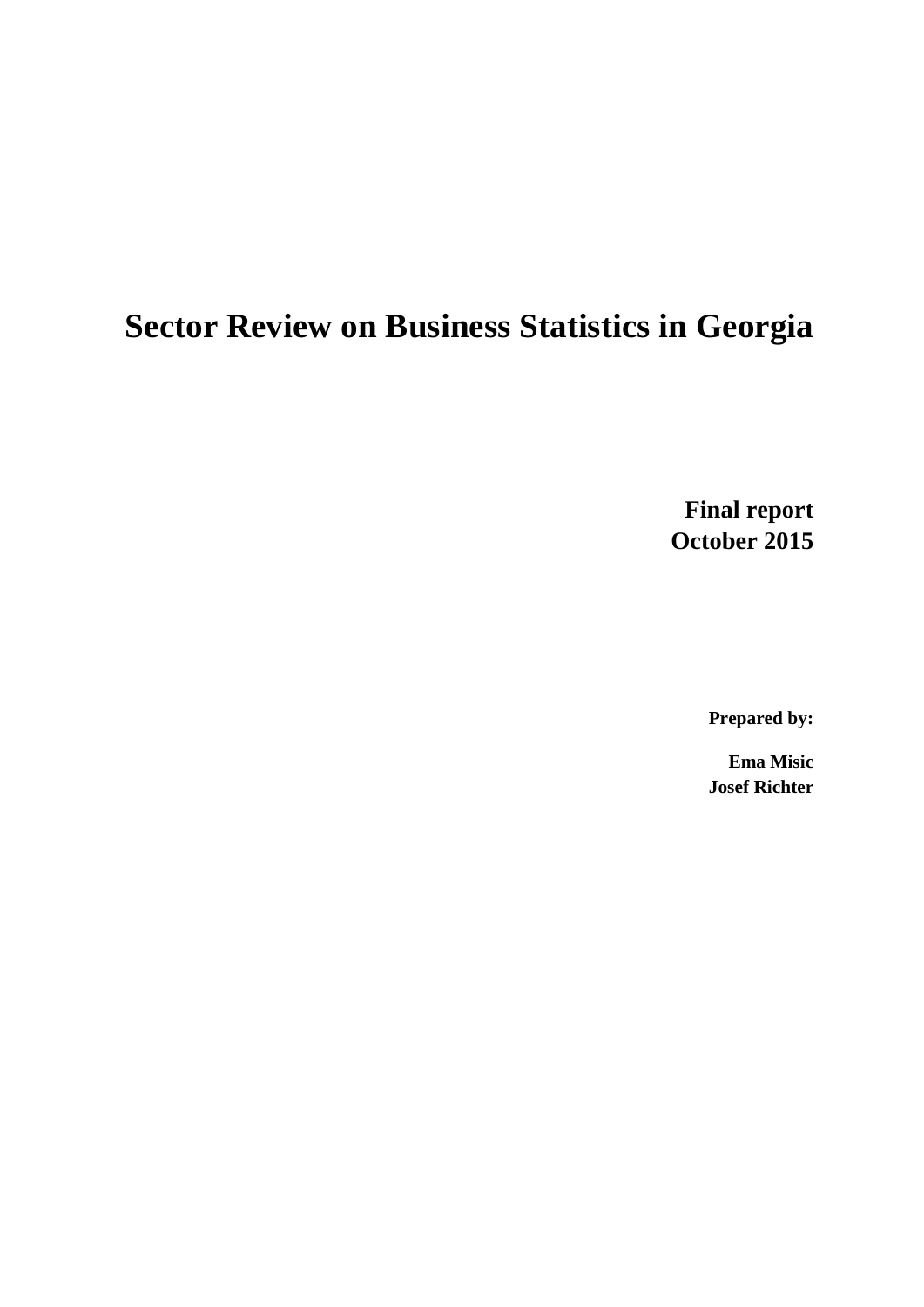# Sector Review on Business Statistics in Georgia

**Final report**
**October 2015**

**Prepared by:**

**Ema Misic**
**Josef Richter**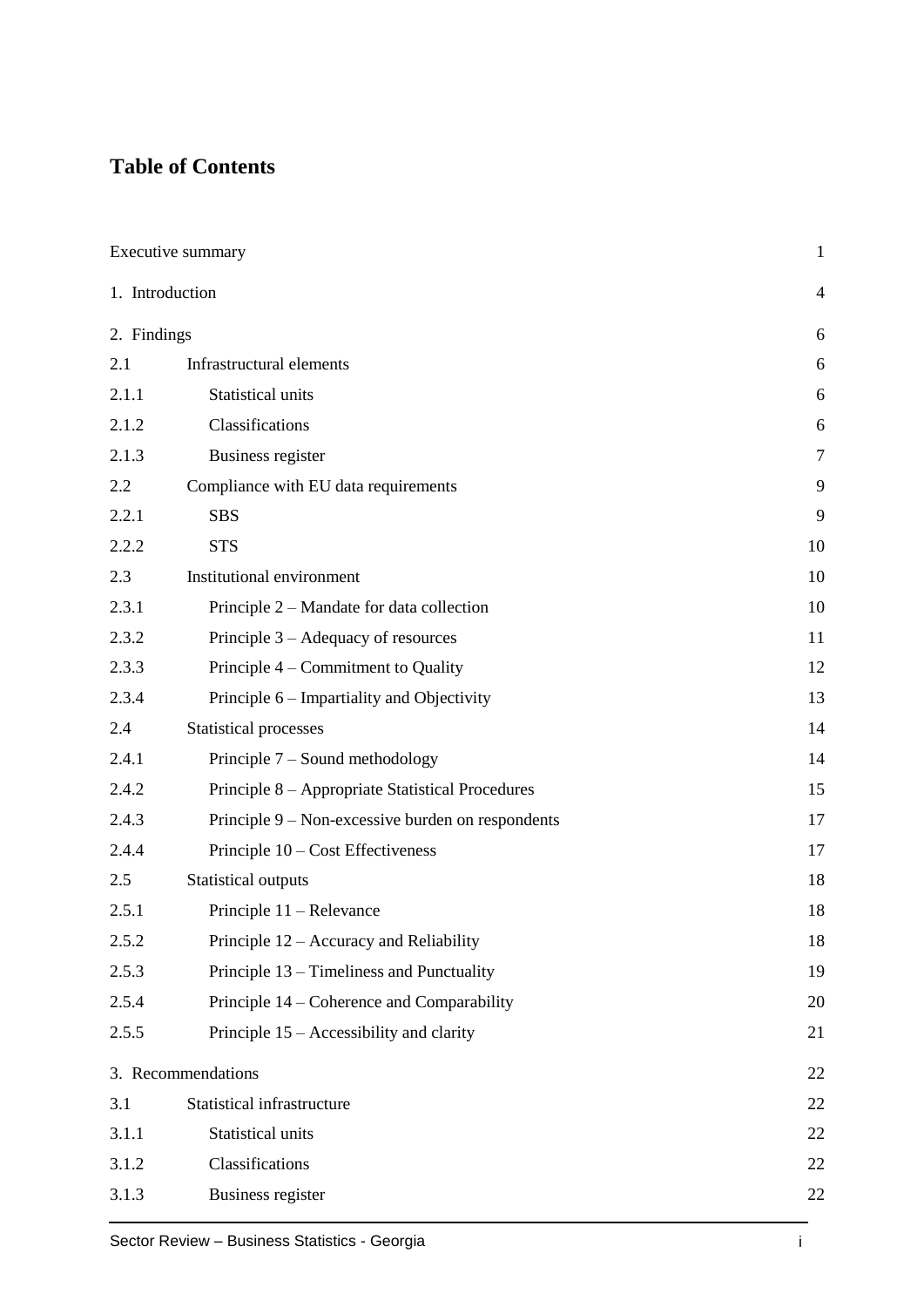# Table of Contents

| | | |
|---|---|---|
| Executive summary | | 1 |
| 1. Introduction | | 4 |
| 2. Findings | | 6 |
| 2.1 | Infrastructural elements | 6 |
| 2.1.1 | Statistical units | 6 |
| 2.1.2 | Classifications | 6 |
| 2.1.3 | Business register | 7 |
| 2.2 | Compliance with EU data requirements | 9 |
| 2.2.1 | SBS | 9 |
| 2.2.2 | STS | 10 |
| 2.3 | Institutional environment | 10 |
| 2.3.1 | Principle 2 – Mandate for data collection | 10 |
| 2.3.2 | Principle 3 – Adequacy of resources | 11 |
| 2.3.3 | Principle 4 – Commitment to Quality | 12 |
| 2.3.4 | Principle 6 – Impartiality and Objectivity | 13 |
| 2.4 | Statistical processes | 14 |
| 2.4.1 | Principle 7 – Sound methodology | 14 |
| 2.4.2 | Principle 8 – Appropriate Statistical Procedures | 15 |
| 2.4.3 | Principle 9 – Non-excessive burden on respondents | 17 |
| 2.4.4 | Principle 10 – Cost Effectiveness | 17 |
| 2.5 | Statistical outputs | 18 |
| 2.5.1 | Principle 11 – Relevance | 18 |
| 2.5.2 | Principle 12 – Accuracy and Reliability | 18 |
| 2.5.3 | Principle 13 – Timeliness and Punctuality | 19 |
| 2.5.4 | Principle 14 – Coherence and Comparability | 20 |
| 2.5.5 | Principle 15 – Accessibility and clarity | 21 |
| 3. Recommendations | | 22 |
| 3.1 | Statistical infrastructure | 22 |
| 3.1.1 | Statistical units | 22 |
| 3.1.2 | Classifications | 22 |
| 3.1.3 | Business register | 22 |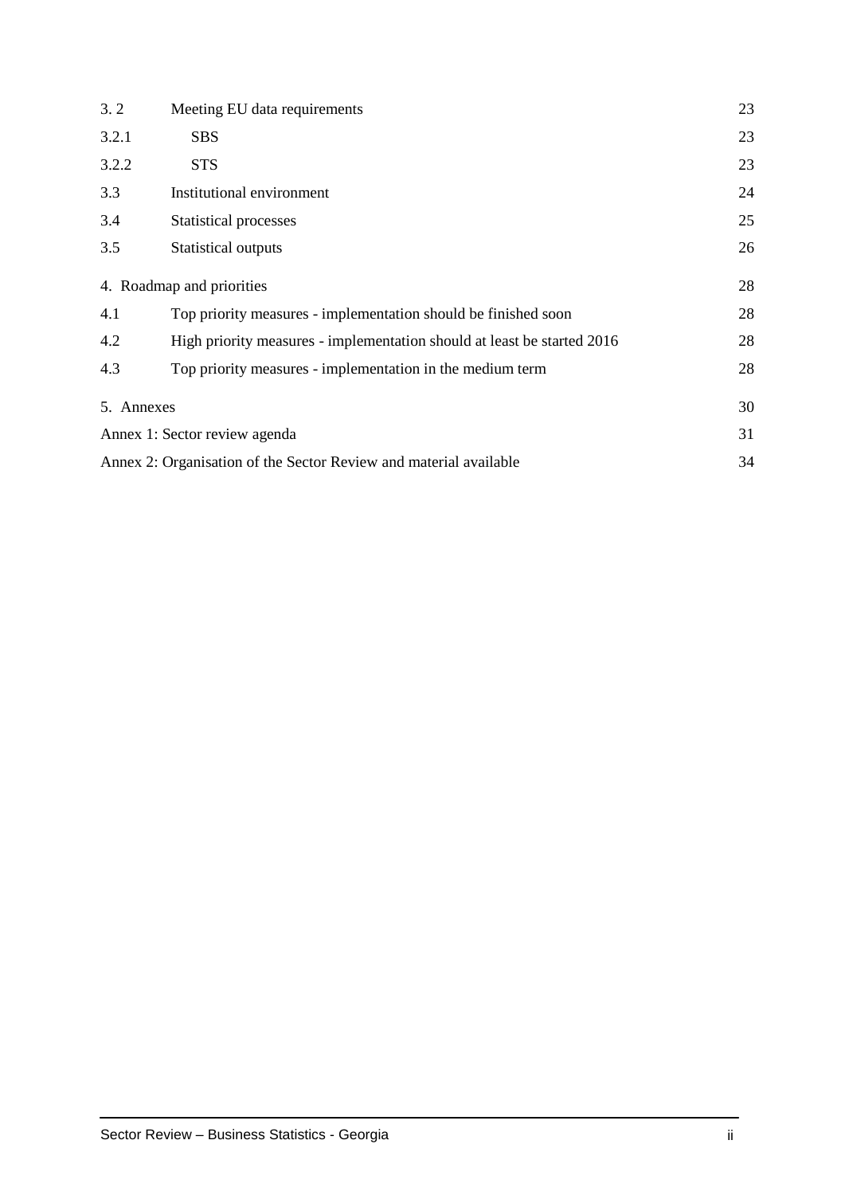| | | |
|---|---|---|
| 3. 2 | Meeting EU data requirements | 23 |
| 3.2.1 | SBS | 23 |
| 3.2.2 | STS | 23 |
| 3.3 | Institutional environment | 24 |
| 3.4 | Statistical processes | 25 |
| 3.5 | Statistical outputs | 26 |
| 4. Roadmap and priorities | | 28 |
| 4.1 | Top priority measures - implementation should be finished soon | 28 |
| 4.2 | High priority measures - implementation should at least be started 2016 | 28 |
| 4.3 | Top priority measures - implementation in the medium term | 28 |
| 5. Annexes | | 30 |
| Annex 1: Sector review agenda | | 31 |
| Annex 2: Organisation of the Sector Review and material available | | 34 |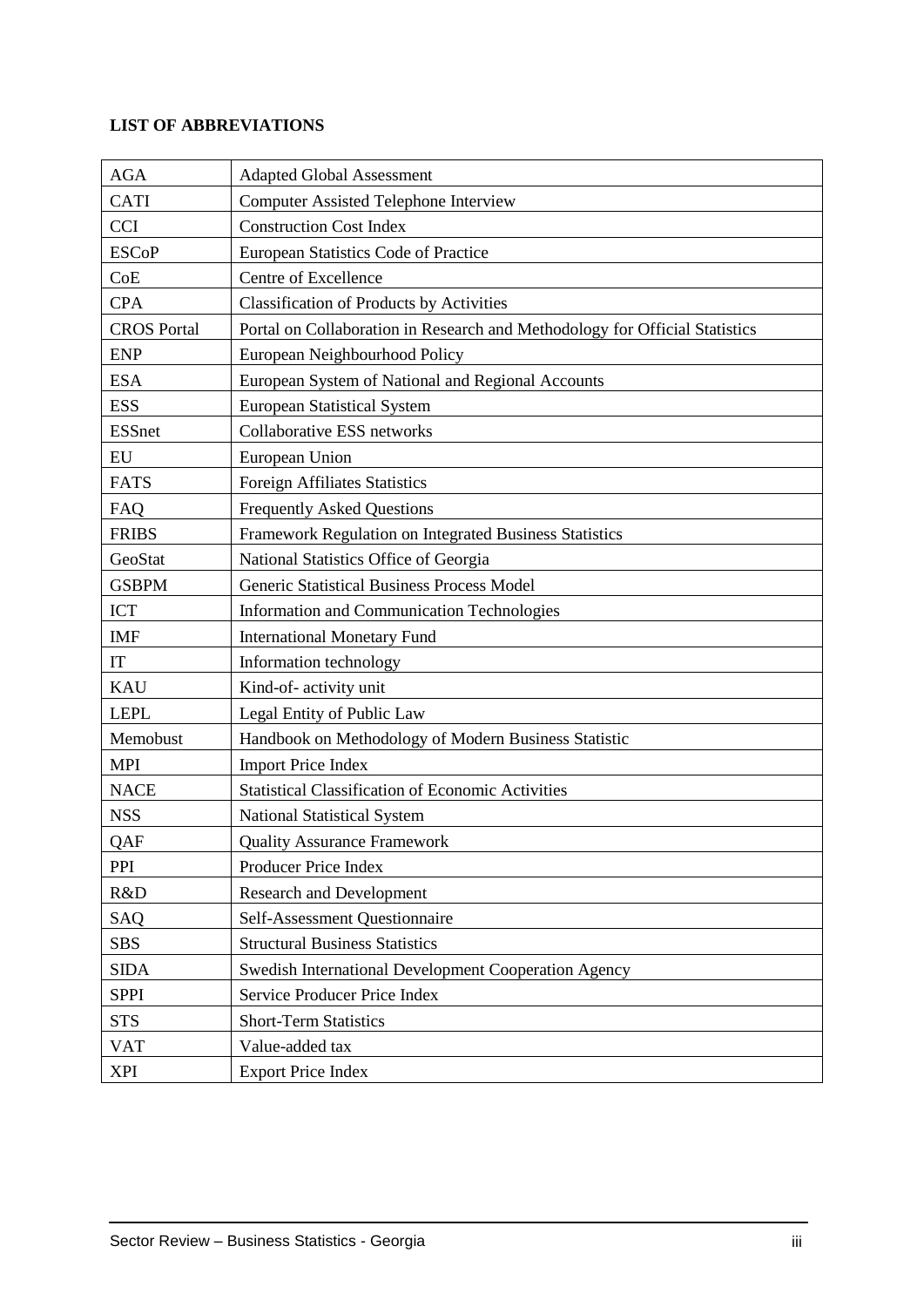**LIST OF ABBREVIATIONS**

| AGA | Adapted Global Assessment |
|---|---|
| CATI | Computer Assisted Telephone Interview |
| CCI | Construction Cost Index |
| ESCoP | European Statistics Code of Practice |
| CoE | Centre of Excellence |
| CPA | Classification of Products by Activities |
| CROS Portal | Portal on Collaboration in Research and Methodology for Official Statistics |
| ENP | European Neighbourhood Policy |
| ESA | European System of National and Regional Accounts |
| ESS | European Statistical System |
| ESSnet | Collaborative ESS networks |
| EU | European Union |
| FATS | Foreign Affiliates Statistics |
| FAQ | Frequently Asked Questions |
| FRIBS | Framework Regulation on Integrated Business Statistics |
| GeoStat | National Statistics Office of Georgia |
| GSBPM | Generic Statistical Business Process Model |
| ICT | Information and Communication Technologies |
| IMF | International Monetary Fund |
| IT | Information technology |
| KAU | Kind-of- activity unit |
| LEPL | Legal Entity of Public Law |
| Memobust | Handbook on Methodology of Modern Business Statistic |
| MPI | Import Price Index |
| NACE | Statistical Classification of Economic Activities |
| NSS | National Statistical System |
| QAF | Quality Assurance Framework |
| PPI | Producer Price Index |
| R&D | Research and Development |
| SAQ | Self-Assessment Questionnaire |
| SBS | Structural Business Statistics |
| SIDA | Swedish International Development Cooperation Agency |
| SPPI | Service Producer Price Index |
| STS | Short-Term Statistics |
| VAT | Value-added tax |
| XPI | Export Price Index |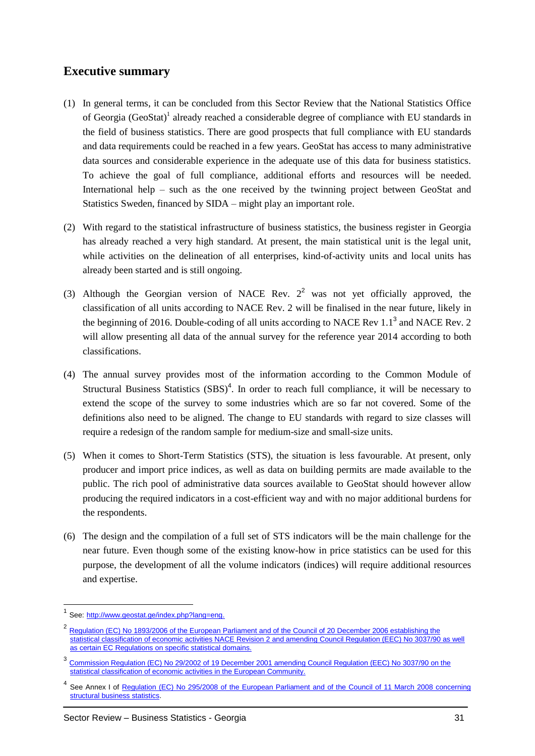## Executive summary

(1) In general terms, it can be concluded from this Sector Review that the National Statistics Office of Georgia (GeoStat)[1] already reached a considerable degree of compliance with EU standards in the field of business statistics. There are good prospects that full compliance with EU standards and data requirements could be reached in a few years. GeoStat has access to many administrative data sources and considerable experience in the adequate use of this data for business statistics. To achieve the goal of full compliance, additional efforts and resources will be needed. International help – such as the one received by the twinning project between GeoStat and Statistics Sweden, financed by SIDA – might play an important role.

(2) With regard to the statistical infrastructure of business statistics, the business register in Georgia has already reached a very high standard. At present, the main statistical unit is the legal unit, while activities on the delineation of all enterprises, kind-of-activity units and local units has already been started and is still ongoing.

(3) Although the Georgian version of NACE Rev. 2[2] was not yet officially approved, the classification of all units according to NACE Rev. 2 will be finalised in the near future, likely in the beginning of 2016. Double-coding of all units according to NACE Rev 1.1[3] and NACE Rev. 2 will allow presenting all data of the annual survey for the reference year 2014 according to both classifications.

(4) The annual survey provides most of the information according to the Common Module of Structural Business Statistics (SBS)[4]. In order to reach full compliance, it will be necessary to extend the scope of the survey to some industries which are so far not covered. Some of the definitions also need to be aligned. The change to EU standards with regard to size classes will require a redesign of the random sample for medium-size and small-size units.

(5) When it comes to Short-Term Statistics (STS), the situation is less favourable. At present, only producer and import price indices, as well as data on building permits are made available to the public. The rich pool of administrative data sources available to GeoStat should however allow producing the required indicators in a cost-efficient way and with no major additional burdens for the respondents.

(6) The design and the compilation of a full set of STS indicators will be the main challenge for the near future. Even though some of the existing know-how in price statistics can be used for this purpose, the development of all the volume indicators (indices) will require additional resources and expertise.

---

[1] See: http://www.geostat.ge/index.php?lang=eng.

[2] Regulation (EC) No 1893/2006 of the European Parliament and of the Council of 20 December 2006 establishing the statistical classification of economic activities NACE Revision 2 and amending Council Regulation (EEC) No 3037/90 as well as certain EC Regulations on specific statistical domains.

[3] Commission Regulation (EC) No 29/2002 of 19 December 2001 amending Council Regulation (EEC) No 3037/90 on the statistical classification of economic activities in the European Community.

[4] See Annex I of Regulation (EC) No 295/2008 of the European Parliament and of the Council of 11 March 2008 concerning structural business statistics.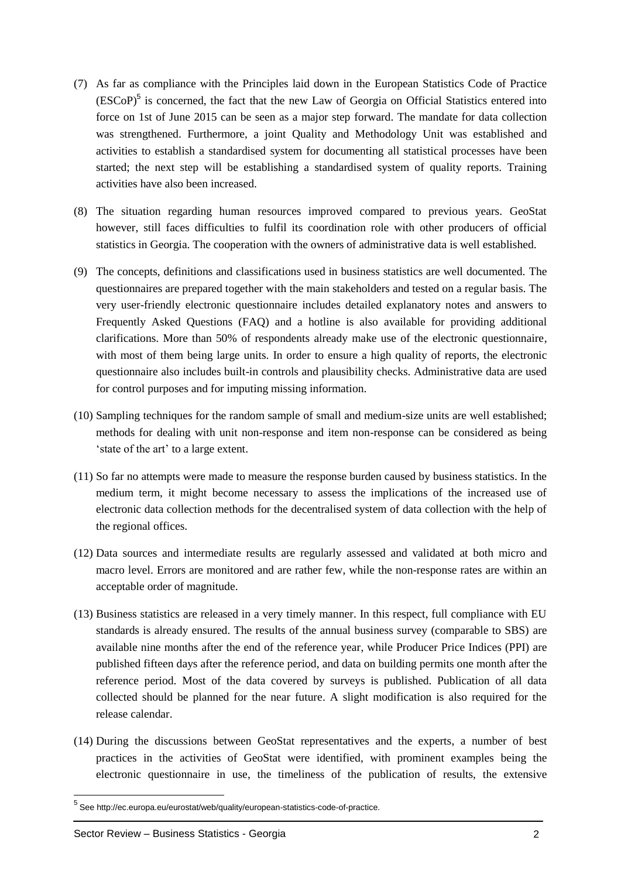(7) As far as compliance with the Principles laid down in the European Statistics Code of Practice (ESCoP)[5] is concerned, the fact that the new Law of Georgia on Official Statistics entered into force on 1st of June 2015 can be seen as a major step forward. The mandate for data collection was strengthened. Furthermore, a joint Quality and Methodology Unit was established and activities to establish a standardised system for documenting all statistical processes have been started; the next step will be establishing a standardised system of quality reports. Training activities have also been increased.

(8) The situation regarding human resources improved compared to previous years. GeoStat however, still faces difficulties to fulfil its coordination role with other producers of official statistics in Georgia. The cooperation with the owners of administrative data is well established.

(9) The concepts, definitions and classifications used in business statistics are well documented. The questionnaires are prepared together with the main stakeholders and tested on a regular basis. The very user-friendly electronic questionnaire includes detailed explanatory notes and answers to Frequently Asked Questions (FAQ) and a hotline is also available for providing additional clarifications. More than 50% of respondents already make use of the electronic questionnaire, with most of them being large units. In order to ensure a high quality of reports, the electronic questionnaire also includes built-in controls and plausibility checks. Administrative data are used for control purposes and for imputing missing information.

(10) Sampling techniques for the random sample of small and medium-size units are well established; methods for dealing with unit non-response and item non-response can be considered as being 'state of the art' to a large extent.

(11) So far no attempts were made to measure the response burden caused by business statistics. In the medium term, it might become necessary to assess the implications of the increased use of electronic data collection methods for the decentralised system of data collection with the help of the regional offices.

(12) Data sources and intermediate results are regularly assessed and validated at both micro and macro level. Errors are monitored and are rather few, while the non-response rates are within an acceptable order of magnitude.

(13) Business statistics are released in a very timely manner. In this respect, full compliance with EU standards is already ensured. The results of the annual business survey (comparable to SBS) are available nine months after the end of the reference year, while Producer Price Indices (PPI) are published fifteen days after the reference period, and data on building permits one month after the reference period. Most of the data covered by surveys is published. Publication of all data collected should be planned for the near future. A slight modification is also required for the release calendar.

(14) During the discussions between GeoStat representatives and the experts, a number of best practices in the activities of GeoStat were identified, with prominent examples being the electronic questionnaire in use, the timeliness of the publication of results, the extensive

[5] See http://ec.europa.eu/eurostat/web/quality/european-statistics-code-of-practice.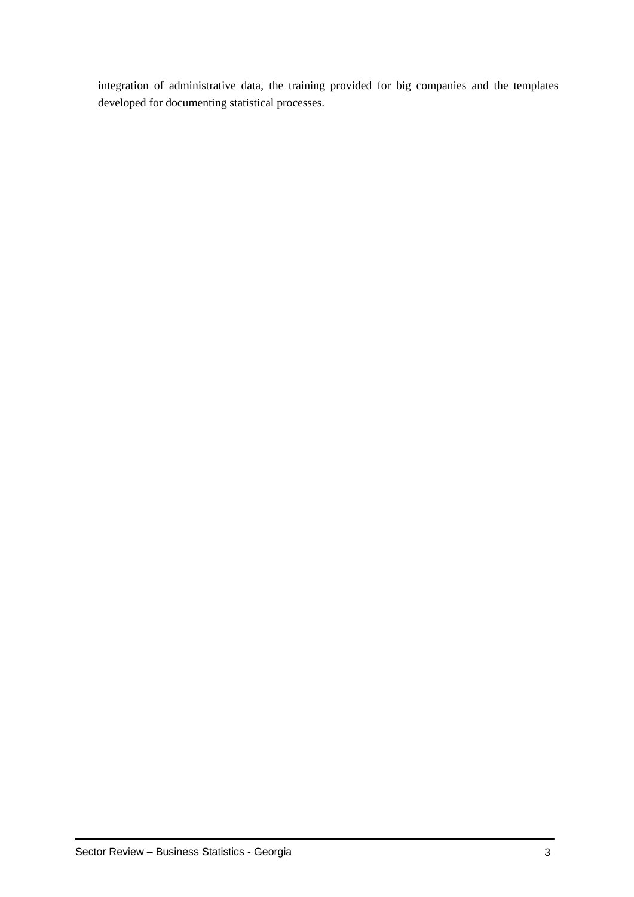integration of administrative data, the training provided for big companies and the templates developed for documenting statistical processes.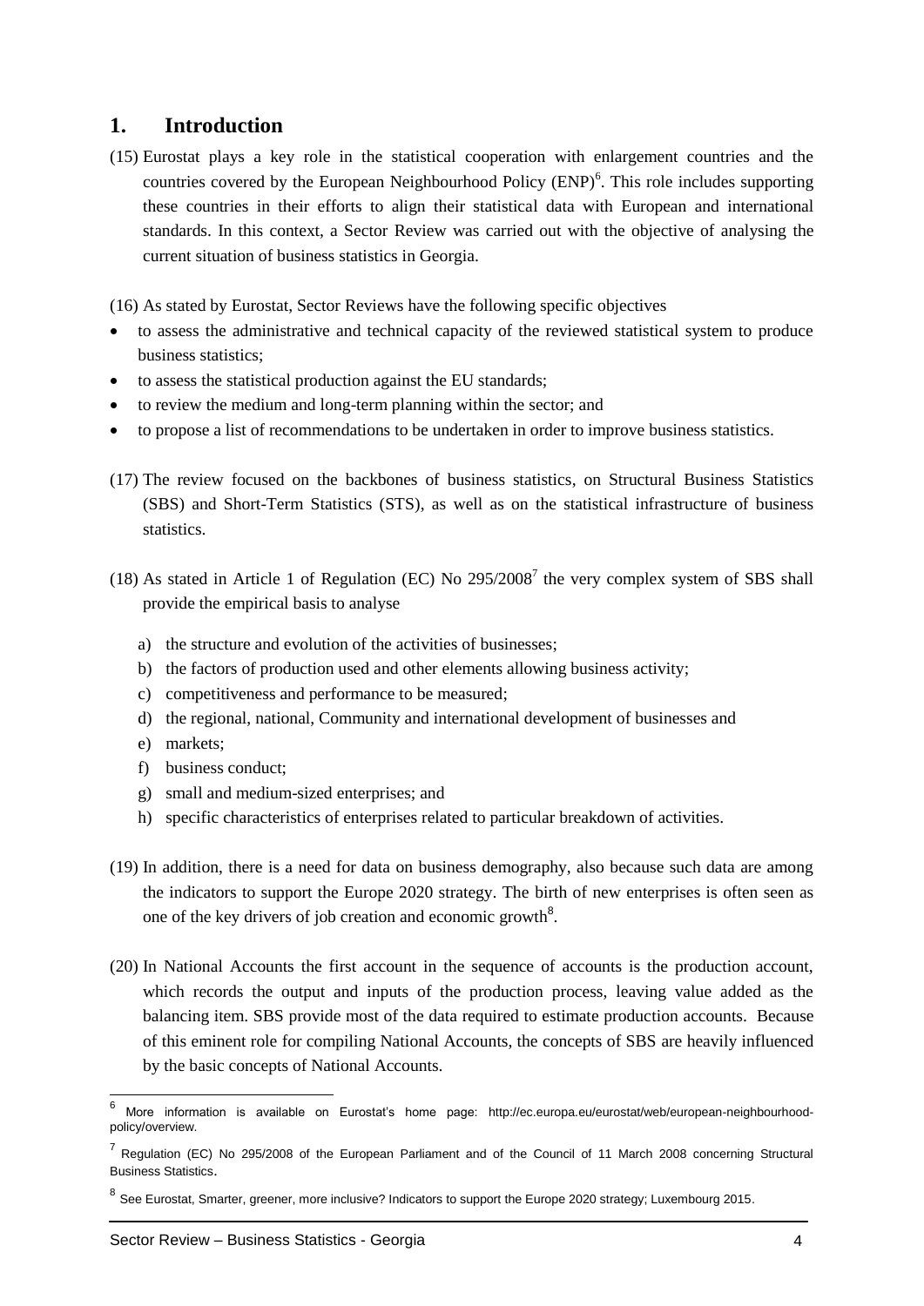## 1. Introduction

(15) Eurostat plays a key role in the statistical cooperation with enlargement countries and the countries covered by the European Neighbourhood Policy (ENP)[6]. This role includes supporting these countries in their efforts to align their statistical data with European and international standards. In this context, a Sector Review was carried out with the objective of analysing the current situation of business statistics in Georgia.

(16) As stated by Eurostat, Sector Reviews have the following specific objectives

- to assess the administrative and technical capacity of the reviewed statistical system to produce business statistics;
- to assess the statistical production against the EU standards;
- to review the medium and long-term planning within the sector; and
- to propose a list of recommendations to be undertaken in order to improve business statistics.

(17) The review focused on the backbones of business statistics, on Structural Business Statistics (SBS) and Short-Term Statistics (STS), as well as on the statistical infrastructure of business statistics.

(18) As stated in Article 1 of Regulation (EC) No 295/2008[7] the very complex system of SBS shall provide the empirical basis to analyse

a) the structure and evolution of the activities of businesses;
b) the factors of production used and other elements allowing business activity;
c) competitiveness and performance to be measured;
d) the regional, national, Community and international development of businesses and
e) markets;
f) business conduct;
g) small and medium-sized enterprises; and
h) specific characteristics of enterprises related to particular breakdown of activities.

(19) In addition, there is a need for data on business demography, also because such data are among the indicators to support the Europe 2020 strategy. The birth of new enterprises is often seen as one of the key drivers of job creation and economic growth[8].

(20) In National Accounts the first account in the sequence of accounts is the production account, which records the output and inputs of the production process, leaving value added as the balancing item. SBS provide most of the data required to estimate production accounts. Because of this eminent role for compiling National Accounts, the concepts of SBS are heavily influenced by the basic concepts of National Accounts.

---

[6] More information is available on Eurostat's home page: http://ec.europa.eu/eurostat/web/european-neighbourhood-policy/overview.

[7] Regulation (EC) No 295/2008 of the European Parliament and of the Council of 11 March 2008 concerning Structural Business Statistics.

[8] See Eurostat, Smarter, greener, more inclusive? Indicators to support the Europe 2020 strategy; Luxembourg 2015.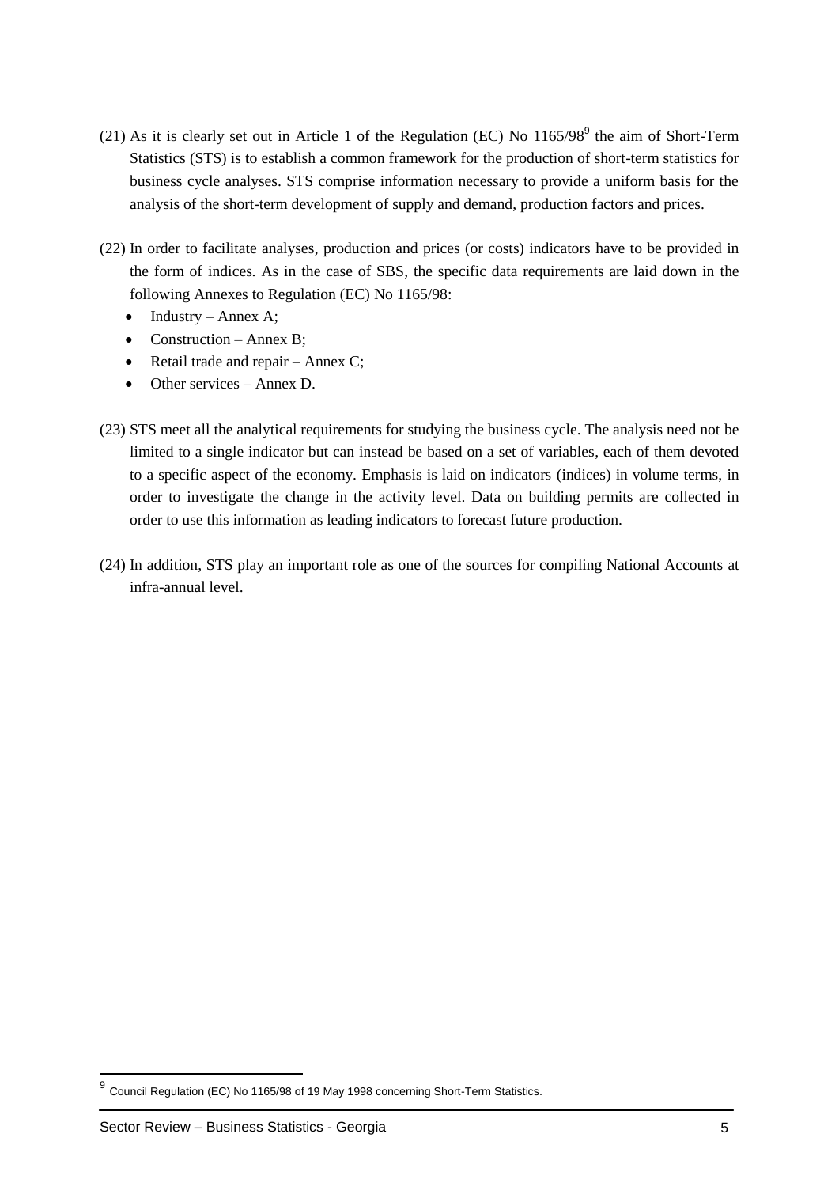(21) As it is clearly set out in Article 1 of the Regulation (EC) No 1165/98[9] the aim of Short-Term Statistics (STS) is to establish a common framework for the production of short-term statistics for business cycle analyses. STS comprise information necessary to provide a uniform basis for the analysis of the short-term development of supply and demand, production factors and prices.

(22) In order to facilitate analyses, production and prices (or costs) indicators have to be provided in the form of indices. As in the case of SBS, the specific data requirements are laid down in the following Annexes to Regulation (EC) No 1165/98:

- Industry – Annex A;
- Construction – Annex B;
- Retail trade and repair – Annex C;
- Other services – Annex D.

(23) STS meet all the analytical requirements for studying the business cycle. The analysis need not be limited to a single indicator but can instead be based on a set of variables, each of them devoted to a specific aspect of the economy. Emphasis is laid on indicators (indices) in volume terms, in order to investigate the change in the activity level. Data on building permits are collected in order to use this information as leading indicators to forecast future production.

(24) In addition, STS play an important role as one of the sources for compiling National Accounts at infra-annual level.

[9] Council Regulation (EC) No 1165/98 of 19 May 1998 concerning Short-Term Statistics.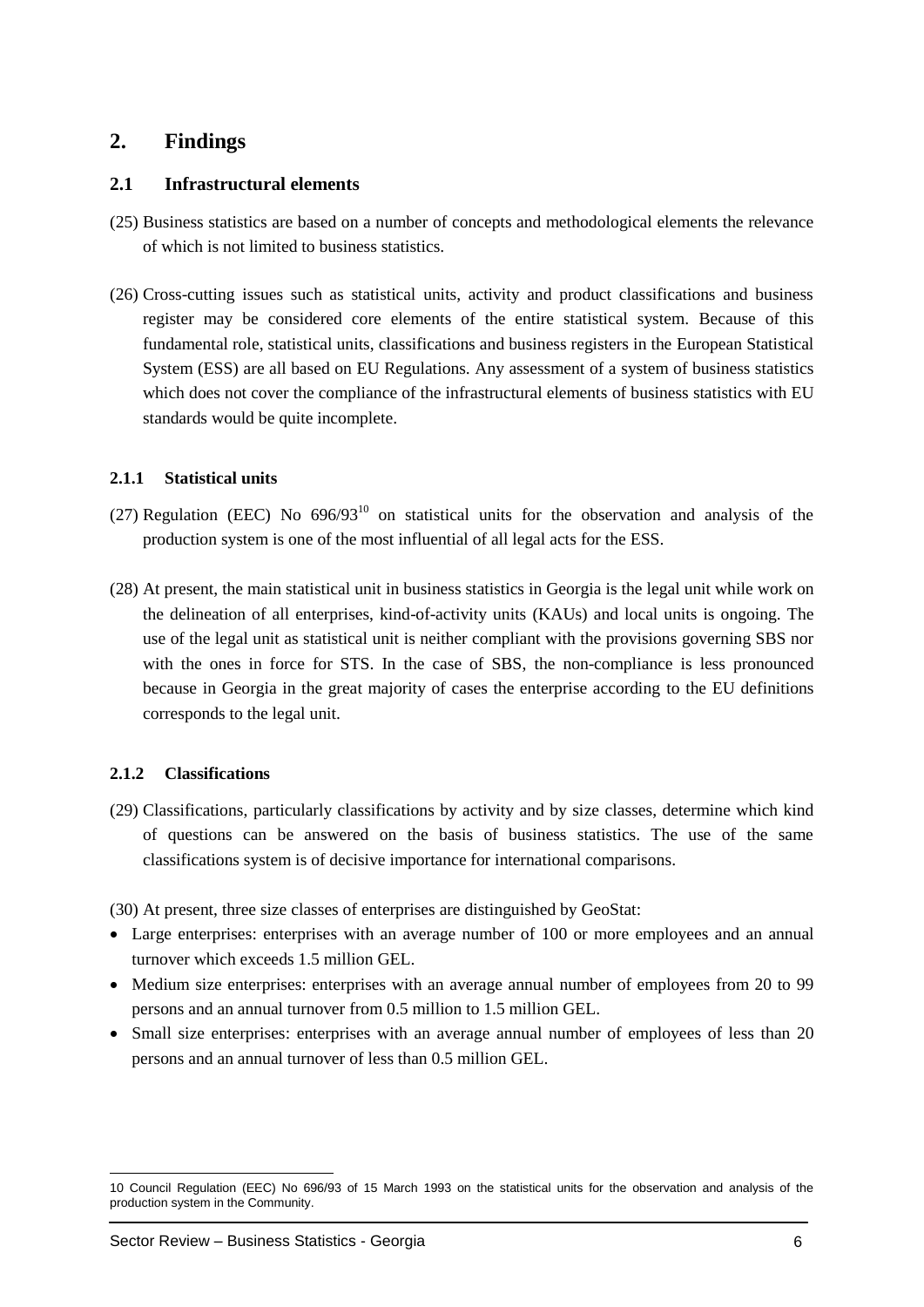## 2. Findings

### 2.1 Infrastructural elements

(25) Business statistics are based on a number of concepts and methodological elements the relevance of which is not limited to business statistics.

(26) Cross-cutting issues such as statistical units, activity and product classifications and business register may be considered core elements of the entire statistical system. Because of this fundamental role, statistical units, classifications and business registers in the European Statistical System (ESS) are all based on EU Regulations. Any assessment of a system of business statistics which does not cover the compliance of the infrastructural elements of business statistics with EU standards would be quite incomplete.

#### 2.1.1 Statistical units

(27) Regulation (EEC) No 696/93[10] on statistical units for the observation and analysis of the production system is one of the most influential of all legal acts for the ESS.

(28) At present, the main statistical unit in business statistics in Georgia is the legal unit while work on the delineation of all enterprises, kind-of-activity units (KAUs) and local units is ongoing. The use of the legal unit as statistical unit is neither compliant with the provisions governing SBS nor with the ones in force for STS. In the case of SBS, the non-compliance is less pronounced because in Georgia in the great majority of cases the enterprise according to the EU definitions corresponds to the legal unit.

#### 2.1.2 Classifications

(29) Classifications, particularly classifications by activity and by size classes, determine which kind of questions can be answered on the basis of business statistics. The use of the same classifications system is of decisive importance for international comparisons.

(30) At present, three size classes of enterprises are distinguished by GeoStat:

- Large enterprises: enterprises with an average number of 100 or more employees and an annual turnover which exceeds 1.5 million GEL.
- Medium size enterprises: enterprises with an average annual number of employees from 20 to 99 persons and an annual turnover from 0.5 million to 1.5 million GEL.
- Small size enterprises: enterprises with an average annual number of employees of less than 20 persons and an annual turnover of less than 0.5 million GEL.

---

10 Council Regulation (EEC) No 696/93 of 15 March 1993 on the statistical units for the observation and analysis of the production system in the Community.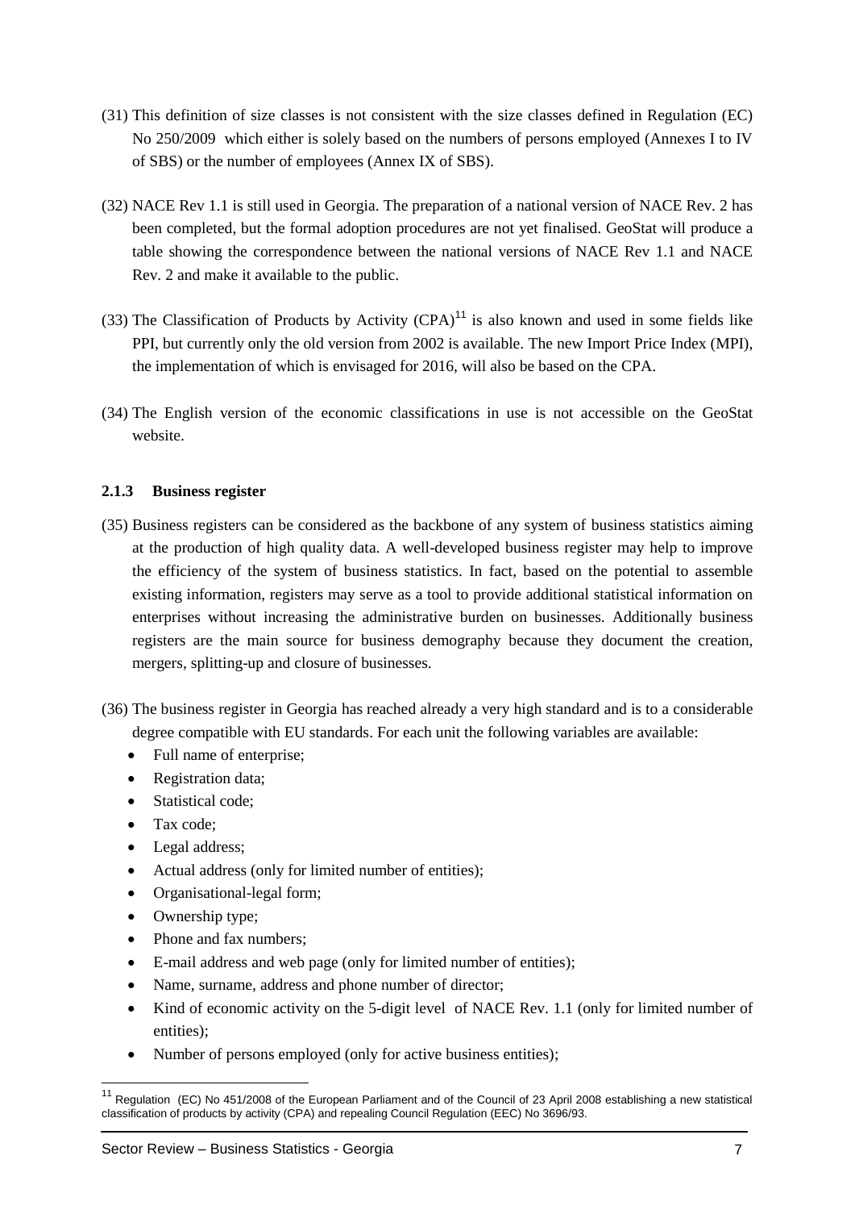(31) This definition of size classes is not consistent with the size classes defined in Regulation (EC) No 250/2009 which either is solely based on the numbers of persons employed (Annexes I to IV of SBS) or the number of employees (Annex IX of SBS).

(32) NACE Rev 1.1 is still used in Georgia. The preparation of a national version of NACE Rev. 2 has been completed, but the formal adoption procedures are not yet finalised. GeoStat will produce a table showing the correspondence between the national versions of NACE Rev 1.1 and NACE Rev. 2 and make it available to the public.

(33) The Classification of Products by Activity (CPA)[11] is also known and used in some fields like PPI, but currently only the old version from 2002 is available. The new Import Price Index (MPI), the implementation of which is envisaged for 2016, will also be based on the CPA.

(34) The English version of the economic classifications in use is not accessible on the GeoStat website.

### 2.1.3 Business register

(35) Business registers can be considered as the backbone of any system of business statistics aiming at the production of high quality data. A well-developed business register may help to improve the efficiency of the system of business statistics. In fact, based on the potential to assemble existing information, registers may serve as a tool to provide additional statistical information on enterprises without increasing the administrative burden on businesses. Additionally business registers are the main source for business demography because they document the creation, mergers, splitting-up and closure of businesses.

(36) The business register in Georgia has reached already a very high standard and is to a considerable degree compatible with EU standards. For each unit the following variables are available:

- Full name of enterprise;
- Registration data;
- Statistical code;
- Tax code;
- Legal address;
- Actual address (only for limited number of entities);
- Organisational-legal form;
- Ownership type;
- Phone and fax numbers;
- E-mail address and web page (only for limited number of entities);
- Name, surname, address and phone number of director;
- Kind of economic activity on the 5-digit level of NACE Rev. 1.1 (only for limited number of entities);
- Number of persons employed (only for active business entities);

[11] Regulation (EC) No 451/2008 of the European Parliament and of the Council of 23 April 2008 establishing a new statistical classification of products by activity (CPA) and repealing Council Regulation (EEC) No 3696/93.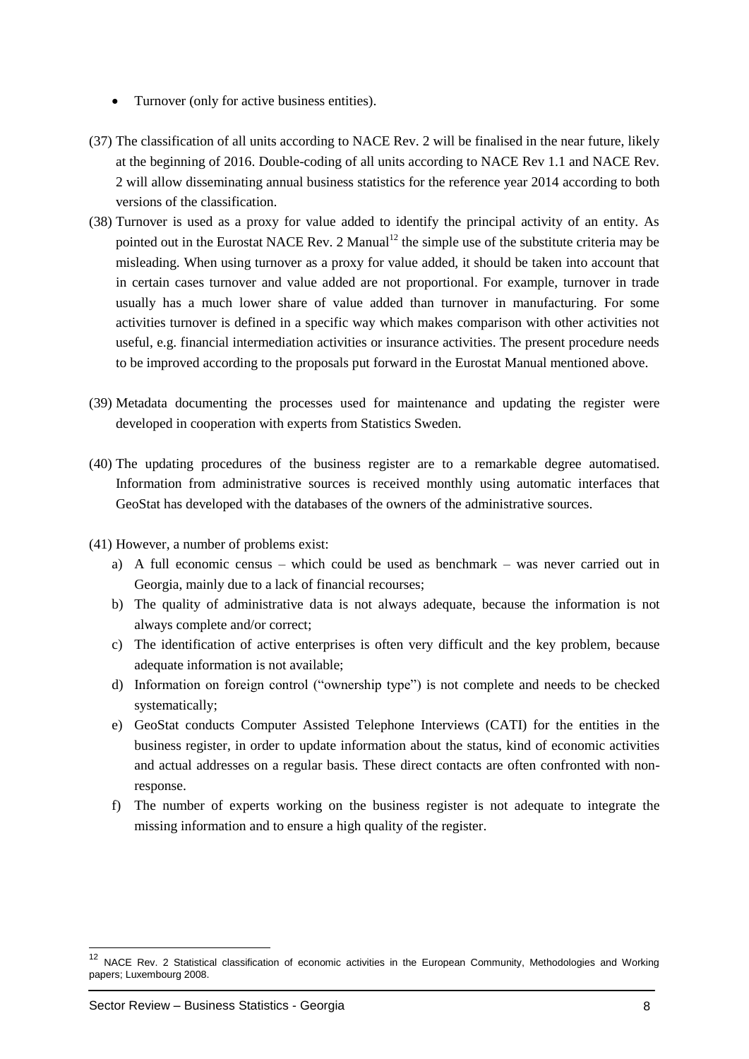- Turnover (only for active business entities).

(37) The classification of all units according to NACE Rev. 2 will be finalised in the near future, likely at the beginning of 2016. Double-coding of all units according to NACE Rev 1.1 and NACE Rev. 2 will allow disseminating annual business statistics for the reference year 2014 according to both versions of the classification.

(38) Turnover is used as a proxy for value added to identify the principal activity of an entity. As pointed out in the Eurostat NACE Rev. 2 Manual[12] the simple use of the substitute criteria may be misleading. When using turnover as a proxy for value added, it should be taken into account that in certain cases turnover and value added are not proportional. For example, turnover in trade usually has a much lower share of value added than turnover in manufacturing. For some activities turnover is defined in a specific way which makes comparison with other activities not useful, e.g. financial intermediation activities or insurance activities. The present procedure needs to be improved according to the proposals put forward in the Eurostat Manual mentioned above.

(39) Metadata documenting the processes used for maintenance and updating the register were developed in cooperation with experts from Statistics Sweden.

(40) The updating procedures of the business register are to a remarkable degree automatised. Information from administrative sources is received monthly using automatic interfaces that GeoStat has developed with the databases of the owners of the administrative sources.

(41) However, a number of problems exist:

a) A full economic census – which could be used as benchmark – was never carried out in Georgia, mainly due to a lack of financial recourses;
b) The quality of administrative data is not always adequate, because the information is not always complete and/or correct;
c) The identification of active enterprises is often very difficult and the key problem, because adequate information is not available;
d) Information on foreign control ("ownership type") is not complete and needs to be checked systematically;
e) GeoStat conducts Computer Assisted Telephone Interviews (CATI) for the entities in the business register, in order to update information about the status, kind of economic activities and actual addresses on a regular basis. These direct contacts are often confronted with non-response.
f) The number of experts working on the business register is not adequate to integrate the missing information and to ensure a high quality of the register.

[12] NACE Rev. 2 Statistical classification of economic activities in the European Community, Methodologies and Working papers; Luxembourg 2008.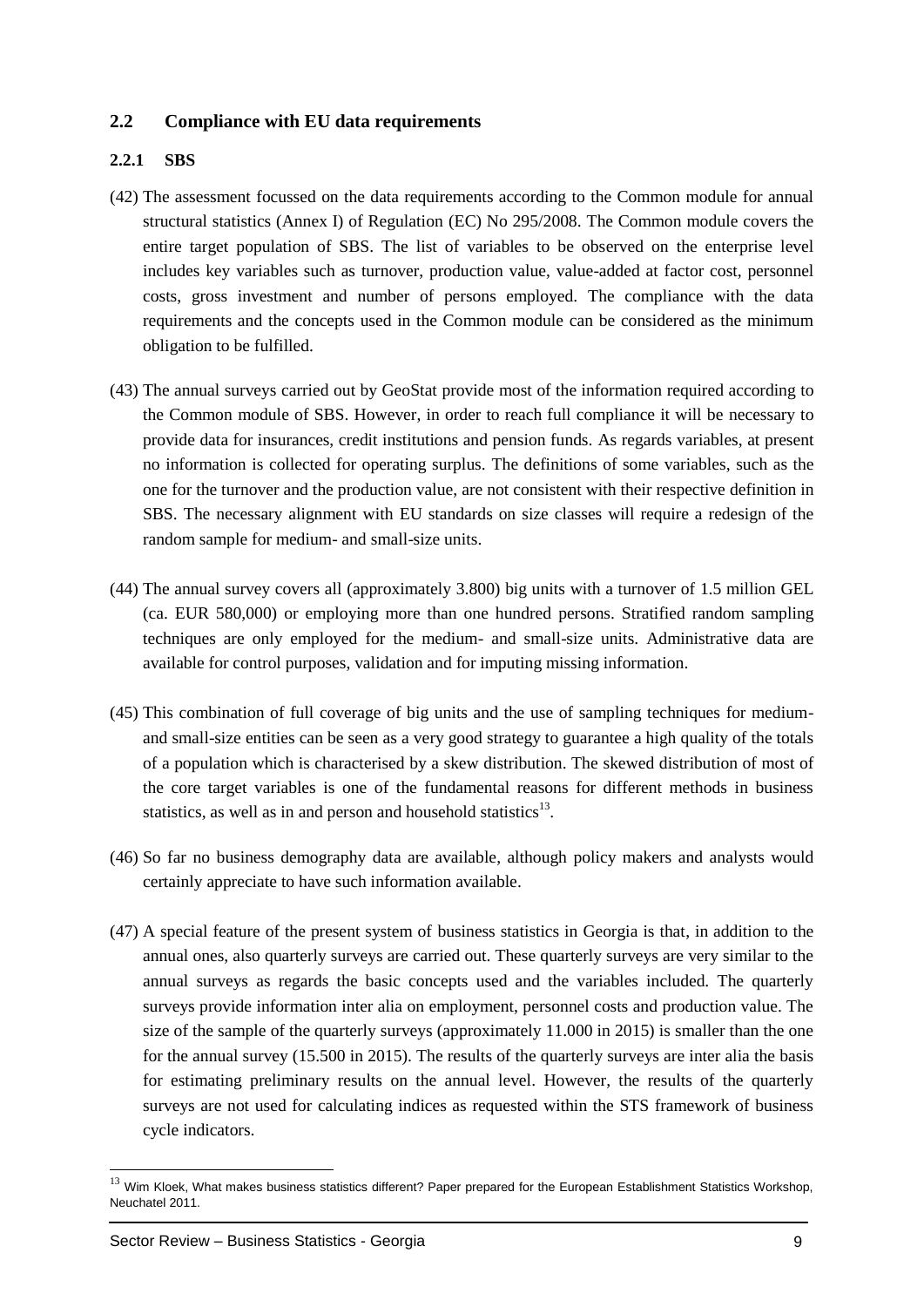## 2.2 Compliance with EU data requirements

### 2.2.1 SBS

(42) The assessment focussed on the data requirements according to the Common module for annual structural statistics (Annex I) of Regulation (EC) No 295/2008. The Common module covers the entire target population of SBS. The list of variables to be observed on the enterprise level includes key variables such as turnover, production value, value-added at factor cost, personnel costs, gross investment and number of persons employed. The compliance with the data requirements and the concepts used in the Common module can be considered as the minimum obligation to be fulfilled.

(43) The annual surveys carried out by GeoStat provide most of the information required according to the Common module of SBS. However, in order to reach full compliance it will be necessary to provide data for insurances, credit institutions and pension funds. As regards variables, at present no information is collected for operating surplus. The definitions of some variables, such as the one for the turnover and the production value, are not consistent with their respective definition in SBS. The necessary alignment with EU standards on size classes will require a redesign of the random sample for medium- and small-size units.

(44) The annual survey covers all (approximately 3.800) big units with a turnover of 1.5 million GEL (ca. EUR 580,000) or employing more than one hundred persons. Stratified random sampling techniques are only employed for the medium- and small-size units. Administrative data are available for control purposes, validation and for imputing missing information.

(45) This combination of full coverage of big units and the use of sampling techniques for medium- and small-size entities can be seen as a very good strategy to guarantee a high quality of the totals of a population which is characterised by a skew distribution. The skewed distribution of most of the core target variables is one of the fundamental reasons for different methods in business statistics, as well as in and person and household statistics[13].

(46) So far no business demography data are available, although policy makers and analysts would certainly appreciate to have such information available.

(47) A special feature of the present system of business statistics in Georgia is that, in addition to the annual ones, also quarterly surveys are carried out. These quarterly surveys are very similar to the annual surveys as regards the basic concepts used and the variables included. The quarterly surveys provide information inter alia on employment, personnel costs and production value. The size of the sample of the quarterly surveys (approximately 11.000 in 2015) is smaller than the one for the annual survey (15.500 in 2015). The results of the quarterly surveys are inter alia the basis for estimating preliminary results on the annual level. However, the results of the quarterly surveys are not used for calculating indices as requested within the STS framework of business cycle indicators.

---

[13] Wim Kloek, What makes business statistics different? Paper prepared for the European Establishment Statistics Workshop, Neuchatel 2011.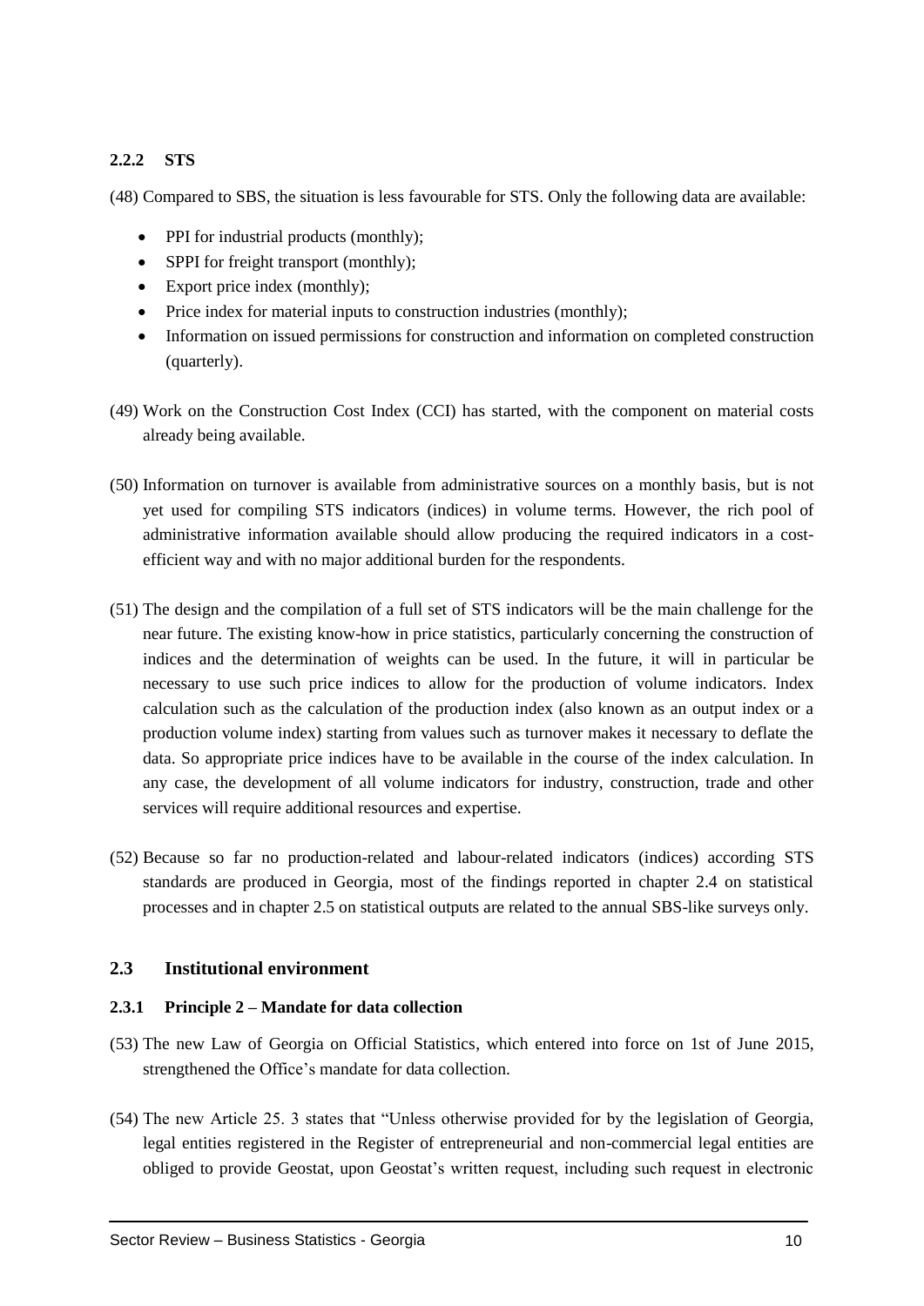### 2.2.2 STS

(48) Compared to SBS, the situation is less favourable for STS. Only the following data are available:

- PPI for industrial products (monthly);
- SPPI for freight transport (monthly);
- Export price index (monthly);
- Price index for material inputs to construction industries (monthly);
- Information on issued permissions for construction and information on completed construction (quarterly).

(49) Work on the Construction Cost Index (CCI) has started, with the component on material costs already being available.

(50) Information on turnover is available from administrative sources on a monthly basis, but is not yet used for compiling STS indicators (indices) in volume terms. However, the rich pool of administrative information available should allow producing the required indicators in a cost-efficient way and with no major additional burden for the respondents.

(51) The design and the compilation of a full set of STS indicators will be the main challenge for the near future. The existing know-how in price statistics, particularly concerning the construction of indices and the determination of weights can be used. In the future, it will in particular be necessary to use such price indices to allow for the production of volume indicators. Index calculation such as the calculation of the production index (also known as an output index or a production volume index) starting from values such as turnover makes it necessary to deflate the data. So appropriate price indices have to be available in the course of the index calculation. In any case, the development of all volume indicators for industry, construction, trade and other services will require additional resources and expertise.

(52) Because so far no production-related and labour-related indicators (indices) according STS standards are produced in Georgia, most of the findings reported in chapter 2.4 on statistical processes and in chapter 2.5 on statistical outputs are related to the annual SBS-like surveys only.

## 2.3 Institutional environment

### 2.3.1 Principle 2 – Mandate for data collection

(53) The new Law of Georgia on Official Statistics, which entered into force on 1st of June 2015, strengthened the Office's mandate for data collection.

(54) The new Article 25. 3 states that "Unless otherwise provided for by the legislation of Georgia, legal entities registered in the Register of entrepreneurial and non-commercial legal entities are obliged to provide Geostat, upon Geostat's written request, including such request in electronic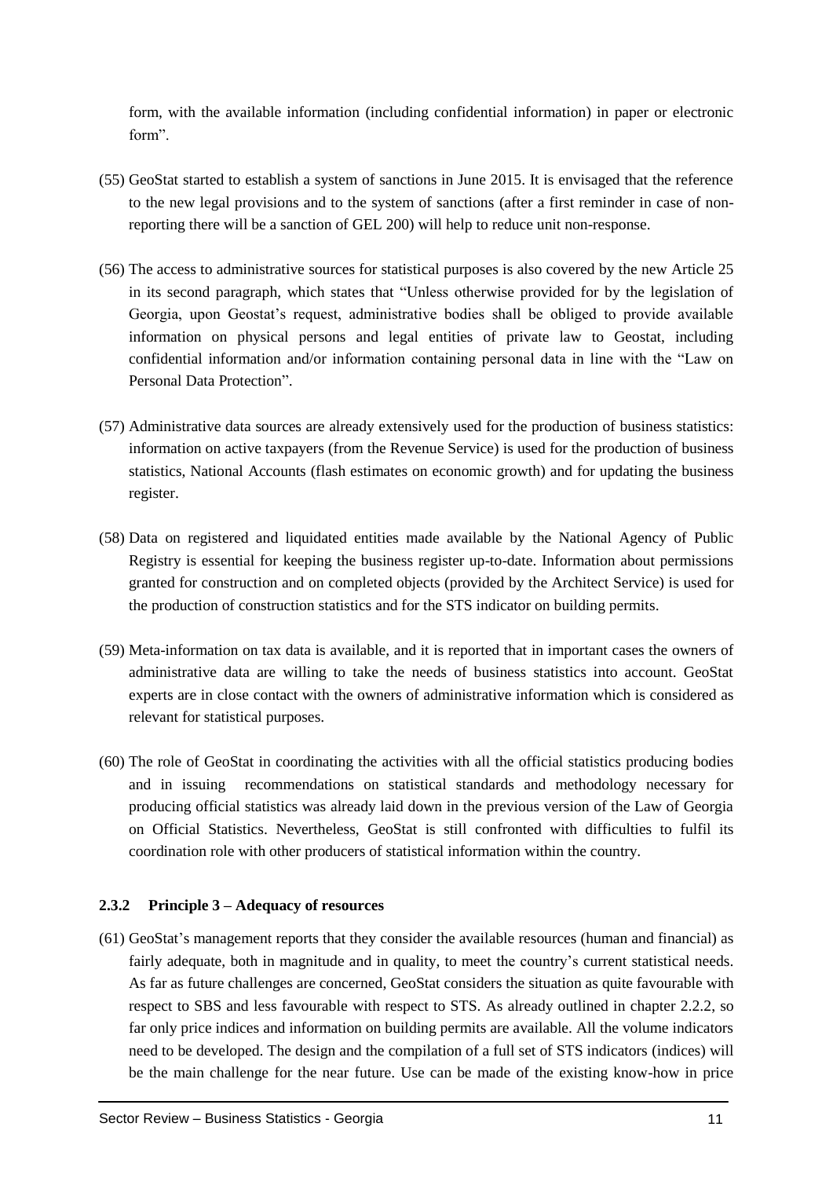form, with the available information (including confidential information) in paper or electronic form".

(55) GeoStat started to establish a system of sanctions in June 2015. It is envisaged that the reference to the new legal provisions and to the system of sanctions (after a first reminder in case of non-reporting there will be a sanction of GEL 200) will help to reduce unit non-response.

(56) The access to administrative sources for statistical purposes is also covered by the new Article 25 in its second paragraph, which states that "Unless otherwise provided for by the legislation of Georgia, upon Geostat's request, administrative bodies shall be obliged to provide available information on physical persons and legal entities of private law to Geostat, including confidential information and/or information containing personal data in line with the "Law on Personal Data Protection".

(57) Administrative data sources are already extensively used for the production of business statistics: information on active taxpayers (from the Revenue Service) is used for the production of business statistics, National Accounts (flash estimates on economic growth) and for updating the business register.

(58) Data on registered and liquidated entities made available by the National Agency of Public Registry is essential for keeping the business register up-to-date. Information about permissions granted for construction and on completed objects (provided by the Architect Service) is used for the production of construction statistics and for the STS indicator on building permits.

(59) Meta-information on tax data is available, and it is reported that in important cases the owners of administrative data are willing to take the needs of business statistics into account. GeoStat experts are in close contact with the owners of administrative information which is considered as relevant for statistical purposes.

(60) The role of GeoStat in coordinating the activities with all the official statistics producing bodies and in issuing recommendations on statistical standards and methodology necessary for producing official statistics was already laid down in the previous version of the Law of Georgia on Official Statistics. Nevertheless, GeoStat is still confronted with difficulties to fulfil its coordination role with other producers of statistical information within the country.

### 2.3.2 Principle 3 – Adequacy of resources

(61) GeoStat's management reports that they consider the available resources (human and financial) as fairly adequate, both in magnitude and in quality, to meet the country's current statistical needs. As far as future challenges are concerned, GeoStat considers the situation as quite favourable with respect to SBS and less favourable with respect to STS. As already outlined in chapter 2.2.2, so far only price indices and information on building permits are available. All the volume indicators need to be developed. The design and the compilation of a full set of STS indicators (indices) will be the main challenge for the near future. Use can be made of the existing know-how in price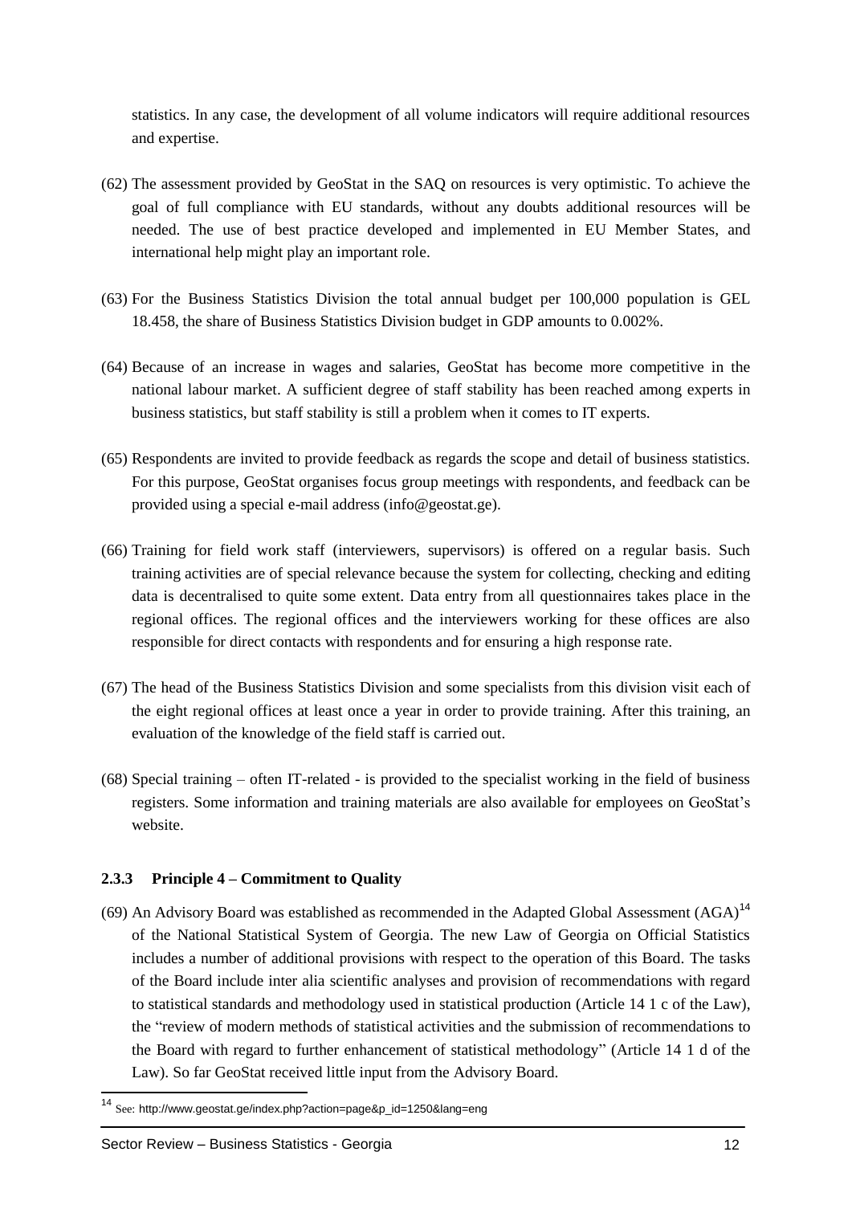statistics. In any case, the development of all volume indicators will require additional resources and expertise.

(62) The assessment provided by GeoStat in the SAQ on resources is very optimistic. To achieve the goal of full compliance with EU standards, without any doubts additional resources will be needed. The use of best practice developed and implemented in EU Member States, and international help might play an important role.

(63) For the Business Statistics Division the total annual budget per 100,000 population is GEL 18.458, the share of Business Statistics Division budget in GDP amounts to 0.002%.

(64) Because of an increase in wages and salaries, GeoStat has become more competitive in the national labour market. A sufficient degree of staff stability has been reached among experts in business statistics, but staff stability is still a problem when it comes to IT experts.

(65) Respondents are invited to provide feedback as regards the scope and detail of business statistics. For this purpose, GeoStat organises focus group meetings with respondents, and feedback can be provided using a special e-mail address (info@geostat.ge).

(66) Training for field work staff (interviewers, supervisors) is offered on a regular basis. Such training activities are of special relevance because the system for collecting, checking and editing data is decentralised to quite some extent. Data entry from all questionnaires takes place in the regional offices. The regional offices and the interviewers working for these offices are also responsible for direct contacts with respondents and for ensuring a high response rate.

(67) The head of the Business Statistics Division and some specialists from this division visit each of the eight regional offices at least once a year in order to provide training. After this training, an evaluation of the knowledge of the field staff is carried out.

(68) Special training – often IT-related - is provided to the specialist working in the field of business registers. Some information and training materials are also available for employees on GeoStat's website.

### 2.3.3 Principle 4 – Commitment to Quality

(69) An Advisory Board was established as recommended in the Adapted Global Assessment (AGA)[14] of the National Statistical System of Georgia. The new Law of Georgia on Official Statistics includes a number of additional provisions with respect to the operation of this Board. The tasks of the Board include inter alia scientific analyses and provision of recommendations with regard to statistical standards and methodology used in statistical production (Article 14 1 c of the Law), the "review of modern methods of statistical activities and the submission of recommendations to the Board with regard to further enhancement of statistical methodology" (Article 14 1 d of the Law). So far GeoStat received little input from the Advisory Board.

[14] See: http://www.geostat.ge/index.php?action=page&p_id=1250&lang=eng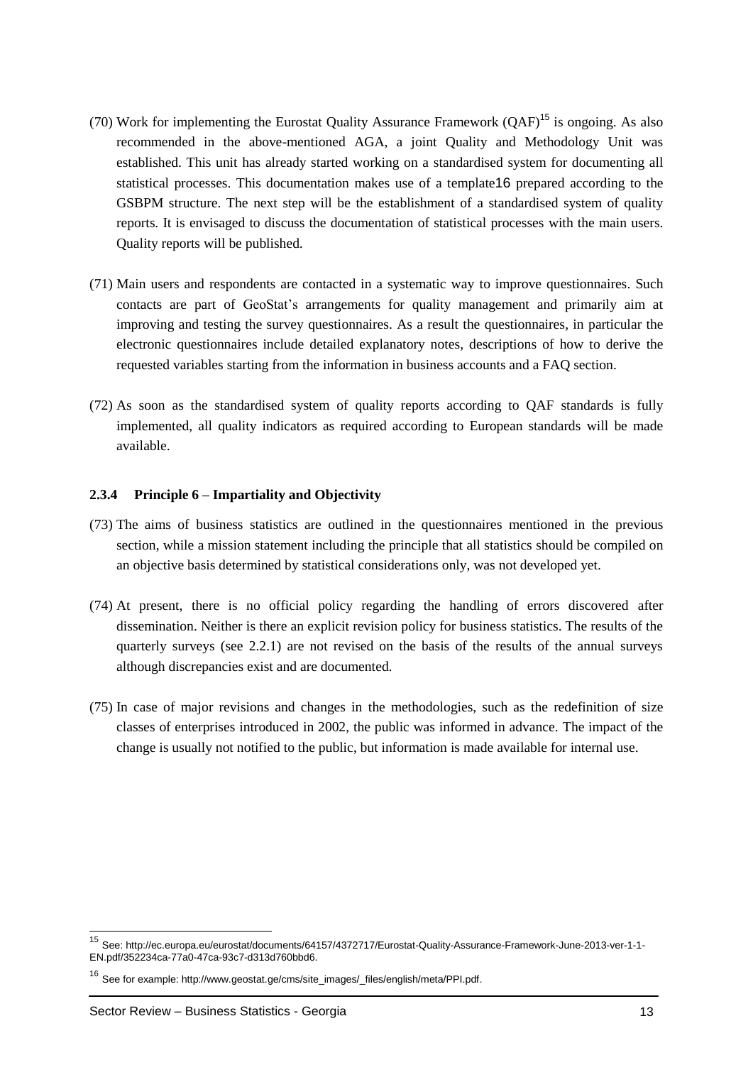(70) Work for implementing the Eurostat Quality Assurance Framework (QAF)[15] is ongoing. As also recommended in the above-mentioned AGA, a joint Quality and Methodology Unit was established. This unit has already started working on a standardised system for documenting all statistical processes. This documentation makes use of a template[16] prepared according to the GSBPM structure. The next step will be the establishment of a standardised system of quality reports. It is envisaged to discuss the documentation of statistical processes with the main users. Quality reports will be published.

(71) Main users and respondents are contacted in a systematic way to improve questionnaires. Such contacts are part of GeoStat's arrangements for quality management and primarily aim at improving and testing the survey questionnaires. As a result the questionnaires, in particular the electronic questionnaires include detailed explanatory notes, descriptions of how to derive the requested variables starting from the information in business accounts and a FAQ section.

(72) As soon as the standardised system of quality reports according to QAF standards is fully implemented, all quality indicators as required according to European standards will be made available.

### 2.3.4 Principle 6 – Impartiality and Objectivity

(73) The aims of business statistics are outlined in the questionnaires mentioned in the previous section, while a mission statement including the principle that all statistics should be compiled on an objective basis determined by statistical considerations only, was not developed yet.

(74) At present, there is no official policy regarding the handling of errors discovered after dissemination. Neither is there an explicit revision policy for business statistics. The results of the quarterly surveys (see 2.2.1) are not revised on the basis of the results of the annual surveys although discrepancies exist and are documented.

(75) In case of major revisions and changes in the methodologies, such as the redefinition of size classes of enterprises introduced in 2002, the public was informed in advance. The impact of the change is usually not notified to the public, but information is made available for internal use.

---

[15] See: http://ec.europa.eu/eurostat/documents/64157/4372717/Eurostat-Quality-Assurance-Framework-June-2013-ver-1-1-EN.pdf/352234ca-77a0-47ca-93c7-d313d760bbd6.

[16] See for example: http://www.geostat.ge/cms/site_images/_files/english/meta/PPI.pdf.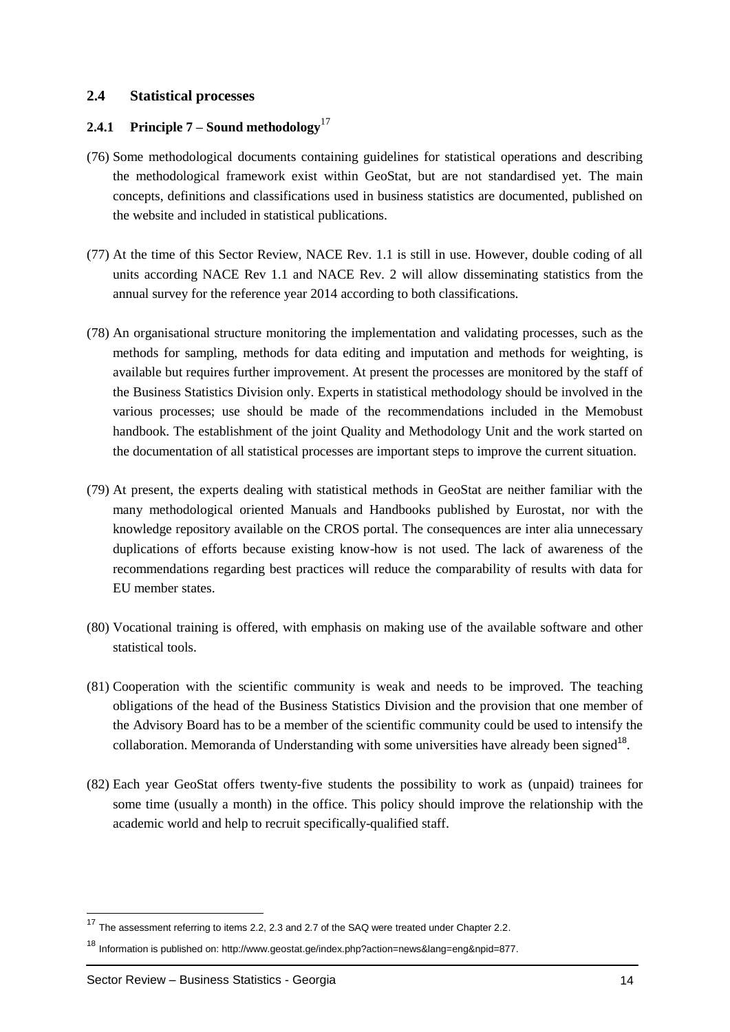## 2.4 Statistical processes

### 2.4.1 Principle 7 – Sound methodology[17]

(76) Some methodological documents containing guidelines for statistical operations and describing the methodological framework exist within GeoStat, but are not standardised yet. The main concepts, definitions and classifications used in business statistics are documented, published on the website and included in statistical publications.

(77) At the time of this Sector Review, NACE Rev. 1.1 is still in use. However, double coding of all units according NACE Rev 1.1 and NACE Rev. 2 will allow disseminating statistics from the annual survey for the reference year 2014 according to both classifications.

(78) An organisational structure monitoring the implementation and validating processes, such as the methods for sampling, methods for data editing and imputation and methods for weighting, is available but requires further improvement. At present the processes are monitored by the staff of the Business Statistics Division only. Experts in statistical methodology should be involved in the various processes; use should be made of the recommendations included in the Memobust handbook. The establishment of the joint Quality and Methodology Unit and the work started on the documentation of all statistical processes are important steps to improve the current situation.

(79) At present, the experts dealing with statistical methods in GeoStat are neither familiar with the many methodological oriented Manuals and Handbooks published by Eurostat, nor with the knowledge repository available on the CROS portal. The consequences are inter alia unnecessary duplications of efforts because existing know-how is not used. The lack of awareness of the recommendations regarding best practices will reduce the comparability of results with data for EU member states.

(80) Vocational training is offered, with emphasis on making use of the available software and other statistical tools.

(81) Cooperation with the scientific community is weak and needs to be improved. The teaching obligations of the head of the Business Statistics Division and the provision that one member of the Advisory Board has to be a member of the scientific community could be used to intensify the collaboration. Memoranda of Understanding with some universities have already been signed[18].

(82) Each year GeoStat offers twenty-five students the possibility to work as (unpaid) trainees for some time (usually a month) in the office. This policy should improve the relationship with the academic world and help to recruit specifically-qualified staff.

---

[17] The assessment referring to items 2.2, 2.3 and 2.7 of the SAQ were treated under Chapter 2.2.

[18] Information is published on: http://www.geostat.ge/index.php?action=news&lang=eng&npid=877.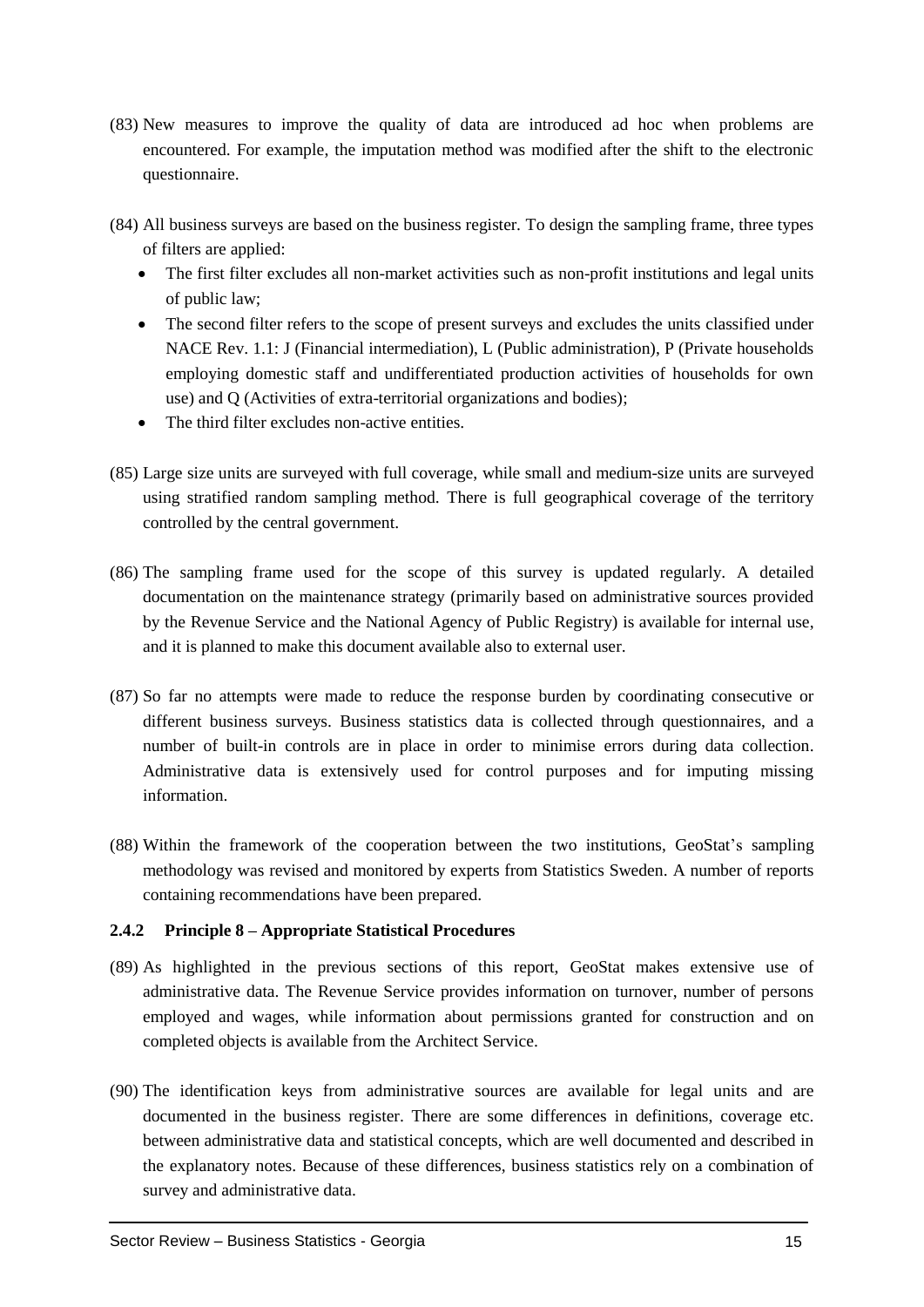(83) New measures to improve the quality of data are introduced ad hoc when problems are encountered. For example, the imputation method was modified after the shift to the electronic questionnaire.

(84) All business surveys are based on the business register. To design the sampling frame, three types of filters are applied:

- The first filter excludes all non-market activities such as non-profit institutions and legal units of public law;
- The second filter refers to the scope of present surveys and excludes the units classified under NACE Rev. 1.1: J (Financial intermediation), L (Public administration), P (Private households employing domestic staff and undifferentiated production activities of households for own use) and Q (Activities of extra-territorial organizations and bodies);
- The third filter excludes non-active entities.

(85) Large size units are surveyed with full coverage, while small and medium-size units are surveyed using stratified random sampling method. There is full geographical coverage of the territory controlled by the central government.

(86) The sampling frame used for the scope of this survey is updated regularly. A detailed documentation on the maintenance strategy (primarily based on administrative sources provided by the Revenue Service and the National Agency of Public Registry) is available for internal use, and it is planned to make this document available also to external user.

(87) So far no attempts were made to reduce the response burden by coordinating consecutive or different business surveys. Business statistics data is collected through questionnaires, and a number of built-in controls are in place in order to minimise errors during data collection. Administrative data is extensively used for control purposes and for imputing missing information.

(88) Within the framework of the cooperation between the two institutions, GeoStat's sampling methodology was revised and monitored by experts from Statistics Sweden. A number of reports containing recommendations have been prepared.

### 2.4.2 Principle 8 – Appropriate Statistical Procedures

(89) As highlighted in the previous sections of this report, GeoStat makes extensive use of administrative data. The Revenue Service provides information on turnover, number of persons employed and wages, while information about permissions granted for construction and on completed objects is available from the Architect Service.

(90) The identification keys from administrative sources are available for legal units and are documented in the business register. There are some differences in definitions, coverage etc. between administrative data and statistical concepts, which are well documented and described in the explanatory notes. Because of these differences, business statistics rely on a combination of survey and administrative data.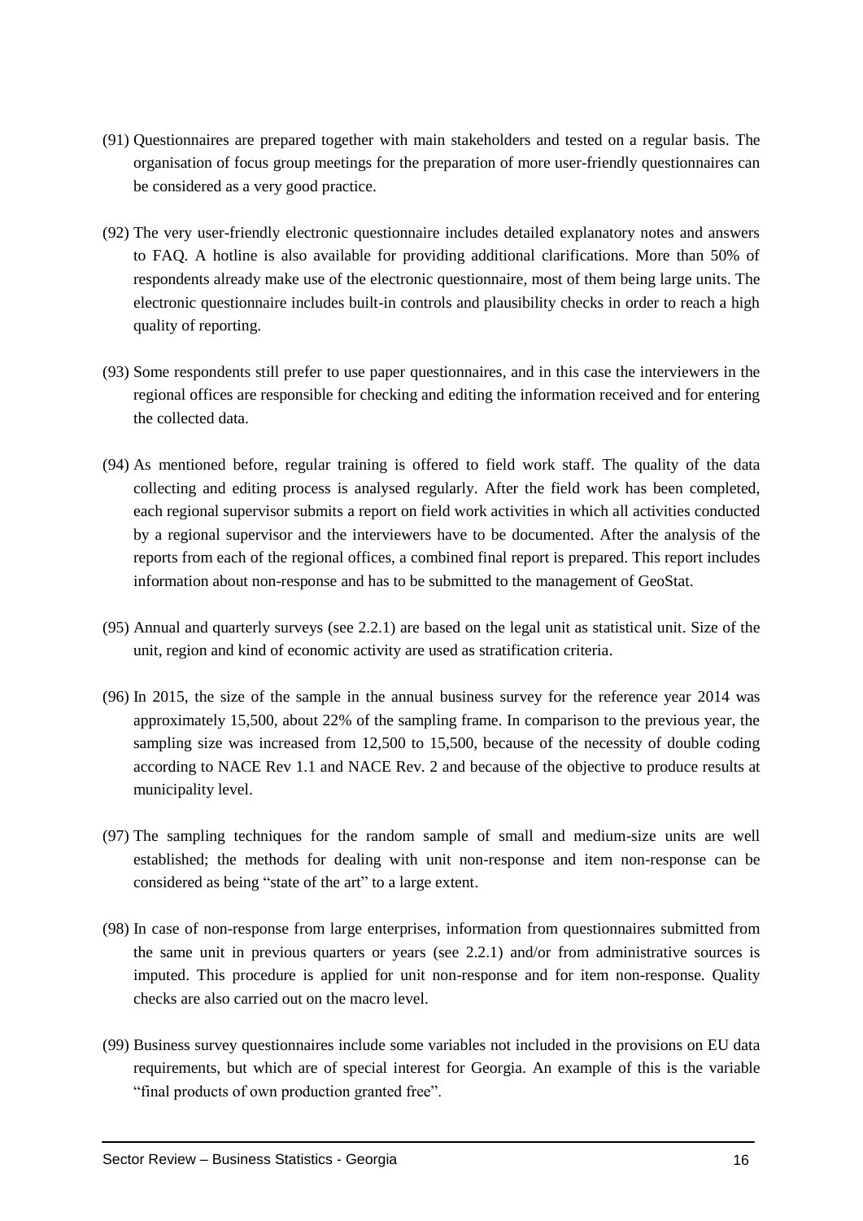(91) Questionnaires are prepared together with main stakeholders and tested on a regular basis. The organisation of focus group meetings for the preparation of more user-friendly questionnaires can be considered as a very good practice.

(92) The very user-friendly electronic questionnaire includes detailed explanatory notes and answers to FAQ. A hotline is also available for providing additional clarifications. More than 50% of respondents already make use of the electronic questionnaire, most of them being large units. The electronic questionnaire includes built-in controls and plausibility checks in order to reach a high quality of reporting.

(93) Some respondents still prefer to use paper questionnaires, and in this case the interviewers in the regional offices are responsible for checking and editing the information received and for entering the collected data.

(94) As mentioned before, regular training is offered to field work staff. The quality of the data collecting and editing process is analysed regularly. After the field work has been completed, each regional supervisor submits a report on field work activities in which all activities conducted by a regional supervisor and the interviewers have to be documented. After the analysis of the reports from each of the regional offices, a combined final report is prepared. This report includes information about non-response and has to be submitted to the management of GeoStat.

(95) Annual and quarterly surveys (see 2.2.1) are based on the legal unit as statistical unit. Size of the unit, region and kind of economic activity are used as stratification criteria.

(96) In 2015, the size of the sample in the annual business survey for the reference year 2014 was approximately 15,500, about 22% of the sampling frame. In comparison to the previous year, the sampling size was increased from 12,500 to 15,500, because of the necessity of double coding according to NACE Rev 1.1 and NACE Rev. 2 and because of the objective to produce results at municipality level.

(97) The sampling techniques for the random sample of small and medium-size units are well established; the methods for dealing with unit non-response and item non-response can be considered as being "state of the art" to a large extent.

(98) In case of non-response from large enterprises, information from questionnaires submitted from the same unit in previous quarters or years (see 2.2.1) and/or from administrative sources is imputed. This procedure is applied for unit non-response and for item non-response. Quality checks are also carried out on the macro level.

(99) Business survey questionnaires include some variables not included in the provisions on EU data requirements, but which are of special interest for Georgia. An example of this is the variable "final products of own production granted free".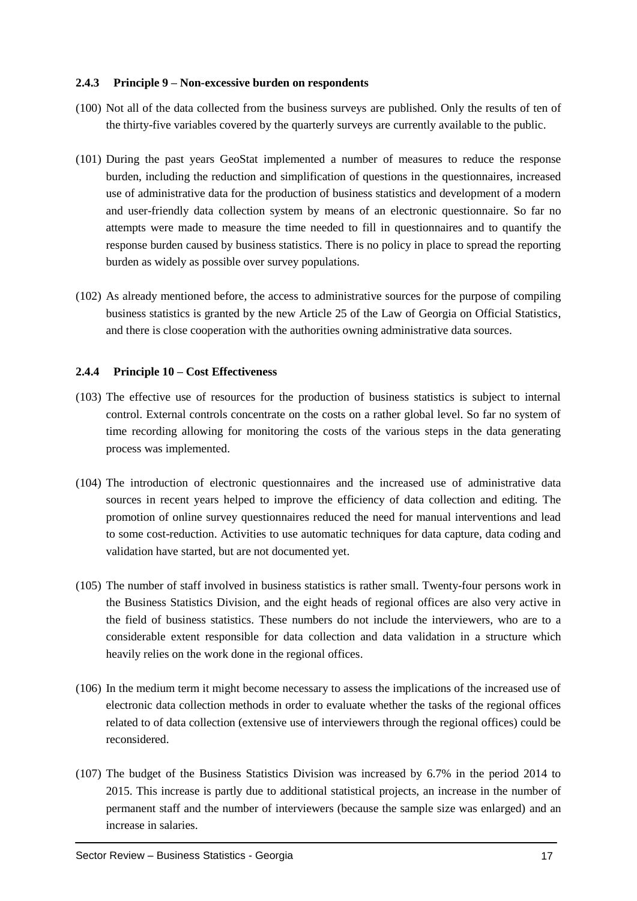### 2.4.3 Principle 9 – Non-excessive burden on respondents

(100) Not all of the data collected from the business surveys are published. Only the results of ten of the thirty-five variables covered by the quarterly surveys are currently available to the public.

(101) During the past years GeoStat implemented a number of measures to reduce the response burden, including the reduction and simplification of questions in the questionnaires, increased use of administrative data for the production of business statistics and development of a modern and user-friendly data collection system by means of an electronic questionnaire. So far no attempts were made to measure the time needed to fill in questionnaires and to quantify the response burden caused by business statistics. There is no policy in place to spread the reporting burden as widely as possible over survey populations.

(102) As already mentioned before, the access to administrative sources for the purpose of compiling business statistics is granted by the new Article 25 of the Law of Georgia on Official Statistics, and there is close cooperation with the authorities owning administrative data sources.

### 2.4.4 Principle 10 – Cost Effectiveness

(103) The effective use of resources for the production of business statistics is subject to internal control. External controls concentrate on the costs on a rather global level. So far no system of time recording allowing for monitoring the costs of the various steps in the data generating process was implemented.

(104) The introduction of electronic questionnaires and the increased use of administrative data sources in recent years helped to improve the efficiency of data collection and editing. The promotion of online survey questionnaires reduced the need for manual interventions and lead to some cost-reduction. Activities to use automatic techniques for data capture, data coding and validation have started, but are not documented yet.

(105) The number of staff involved in business statistics is rather small. Twenty-four persons work in the Business Statistics Division, and the eight heads of regional offices are also very active in the field of business statistics. These numbers do not include the interviewers, who are to a considerable extent responsible for data collection and data validation in a structure which heavily relies on the work done in the regional offices.

(106) In the medium term it might become necessary to assess the implications of the increased use of electronic data collection methods in order to evaluate whether the tasks of the regional offices related to of data collection (extensive use of interviewers through the regional offices) could be reconsidered.

(107) The budget of the Business Statistics Division was increased by 6.7% in the period 2014 to 2015. This increase is partly due to additional statistical projects, an increase in the number of permanent staff and the number of interviewers (because the sample size was enlarged) and an increase in salaries.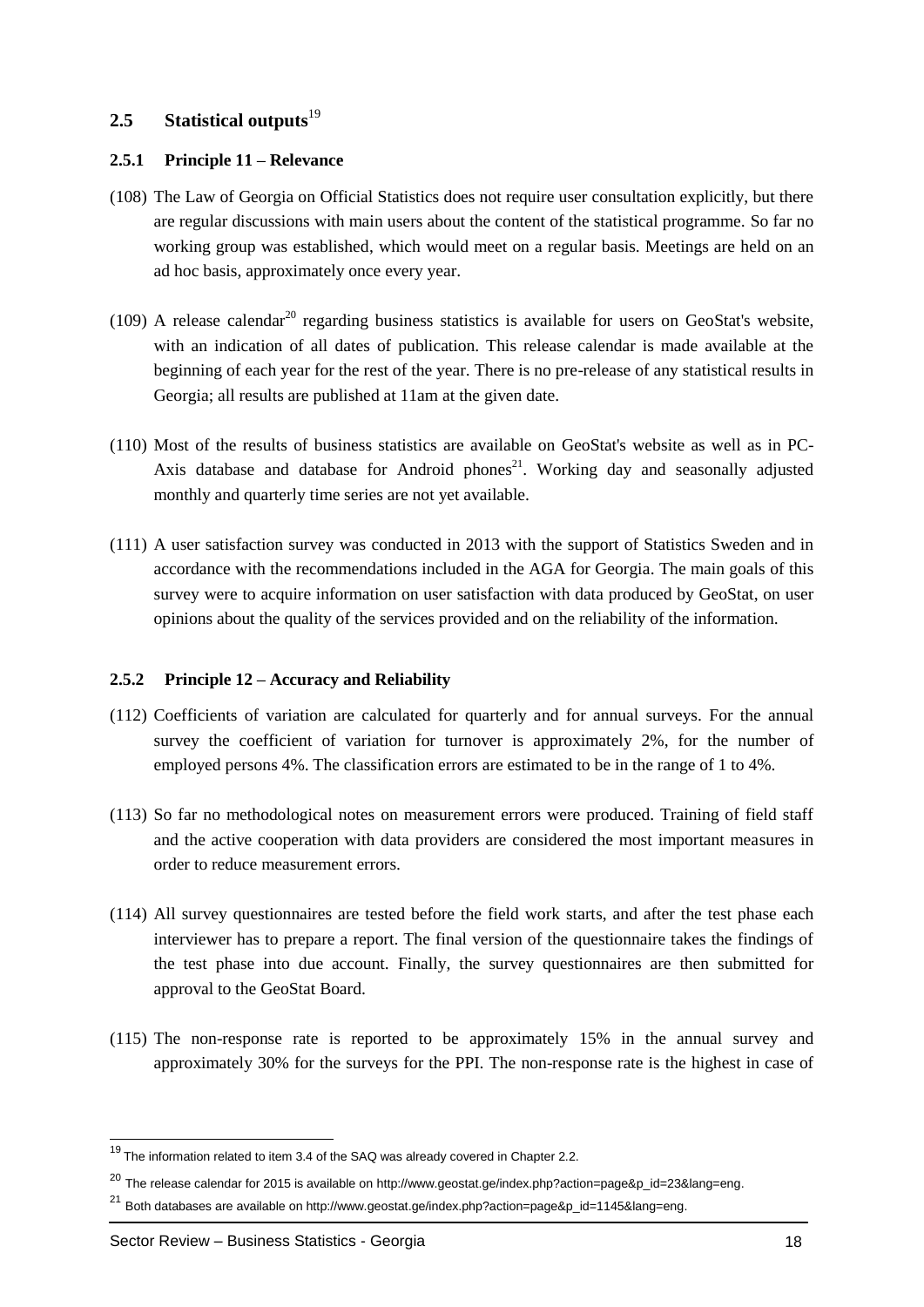## 2.5 Statistical outputs[19]

### 2.5.1 Principle 11 – Relevance

(108) The Law of Georgia on Official Statistics does not require user consultation explicitly, but there are regular discussions with main users about the content of the statistical programme. So far no working group was established, which would meet on a regular basis. Meetings are held on an ad hoc basis, approximately once every year.

(109) A release calendar[20] regarding business statistics is available for users on GeoStat's website, with an indication of all dates of publication. This release calendar is made available at the beginning of each year for the rest of the year. There is no pre-release of any statistical results in Georgia; all results are published at 11am at the given date.

(110) Most of the results of business statistics are available on GeoStat's website as well as in PC-Axis database and database for Android phones[21]. Working day and seasonally adjusted monthly and quarterly time series are not yet available.

(111) A user satisfaction survey was conducted in 2013 with the support of Statistics Sweden and in accordance with the recommendations included in the AGA for Georgia. The main goals of this survey were to acquire information on user satisfaction with data produced by GeoStat, on user opinions about the quality of the services provided and on the reliability of the information.

### 2.5.2 Principle 12 – Accuracy and Reliability

(112) Coefficients of variation are calculated for quarterly and for annual surveys. For the annual survey the coefficient of variation for turnover is approximately 2%, for the number of employed persons 4%. The classification errors are estimated to be in the range of 1 to 4%.

(113) So far no methodological notes on measurement errors were produced. Training of field staff and the active cooperation with data providers are considered the most important measures in order to reduce measurement errors.

(114) All survey questionnaires are tested before the field work starts, and after the test phase each interviewer has to prepare a report. The final version of the questionnaire takes the findings of the test phase into due account. Finally, the survey questionnaires are then submitted for approval to the GeoStat Board.

(115) The non-response rate is reported to be approximately 15% in the annual survey and approximately 30% for the surveys for the PPI. The non-response rate is the highest in case of

---

[19] The information related to item 3.4 of the SAQ was already covered in Chapter 2.2.

[20] The release calendar for 2015 is available on http://www.geostat.ge/index.php?action=page&p_id=23&lang=eng.

[21] Both databases are available on http://www.geostat.ge/index.php?action=page&p_id=1145&lang=eng.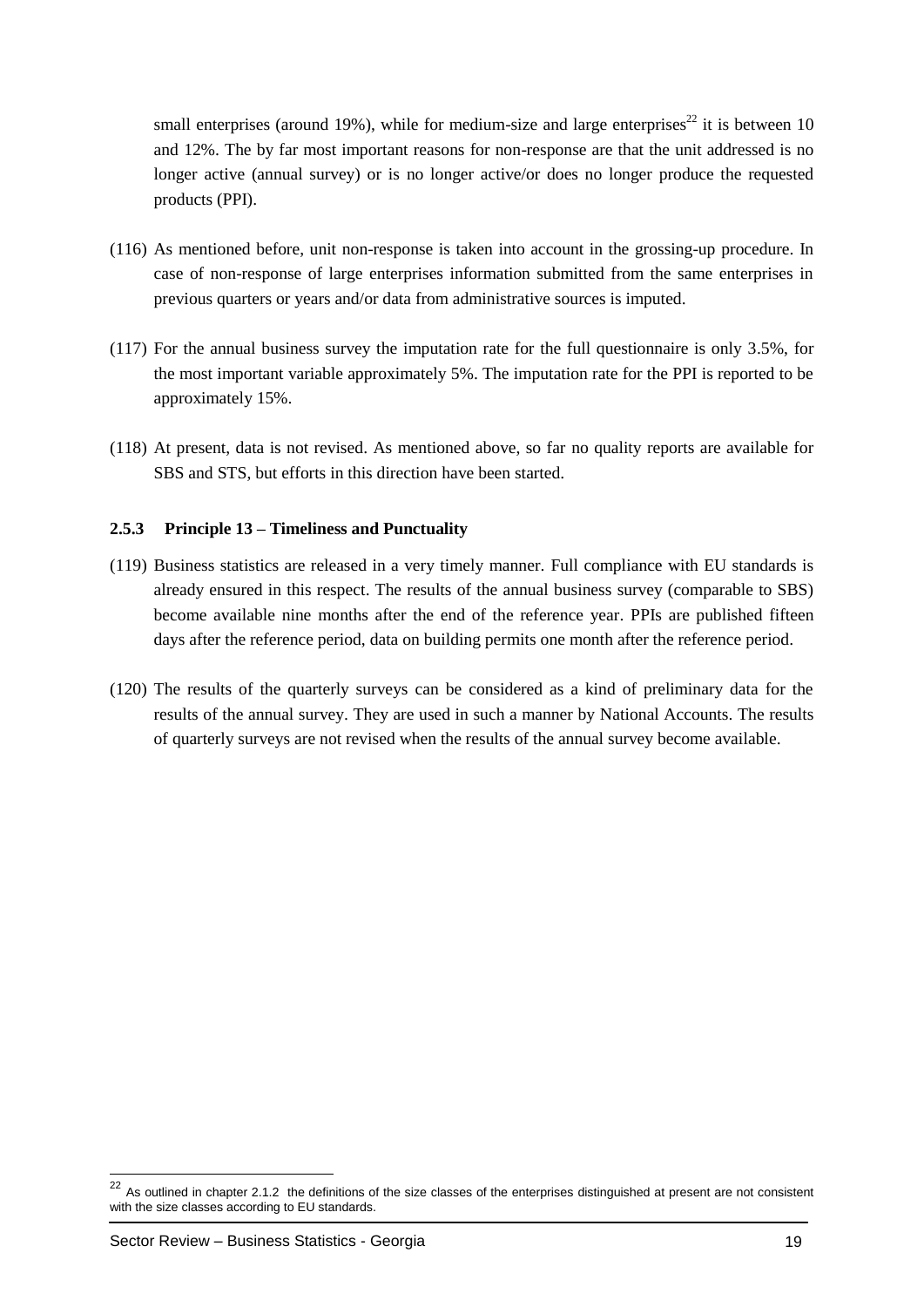small enterprises (around 19%), while for medium-size and large enterprises[22] it is between 10 and 12%. The by far most important reasons for non-response are that the unit addressed is no longer active (annual survey) or is no longer active/or does no longer produce the requested products (PPI).

(116) As mentioned before, unit non-response is taken into account in the grossing-up procedure. In case of non-response of large enterprises information submitted from the same enterprises in previous quarters or years and/or data from administrative sources is imputed.

(117) For the annual business survey the imputation rate for the full questionnaire is only 3.5%, for the most important variable approximately 5%. The imputation rate for the PPI is reported to be approximately 15%.

(118) At present, data is not revised. As mentioned above, so far no quality reports are available for SBS and STS, but efforts in this direction have been started.

### 2.5.3 Principle 13 – Timeliness and Punctuality

(119) Business statistics are released in a very timely manner. Full compliance with EU standards is already ensured in this respect. The results of the annual business survey (comparable to SBS) become available nine months after the end of the reference year. PPIs are published fifteen days after the reference period, data on building permits one month after the reference period.

(120) The results of the quarterly surveys can be considered as a kind of preliminary data for the results of the annual survey. They are used in such a manner by National Accounts. The results of quarterly surveys are not revised when the results of the annual survey become available.

---

[22] As outlined in chapter 2.1.2 the definitions of the size classes of the enterprises distinguished at present are not consistent with the size classes according to EU standards.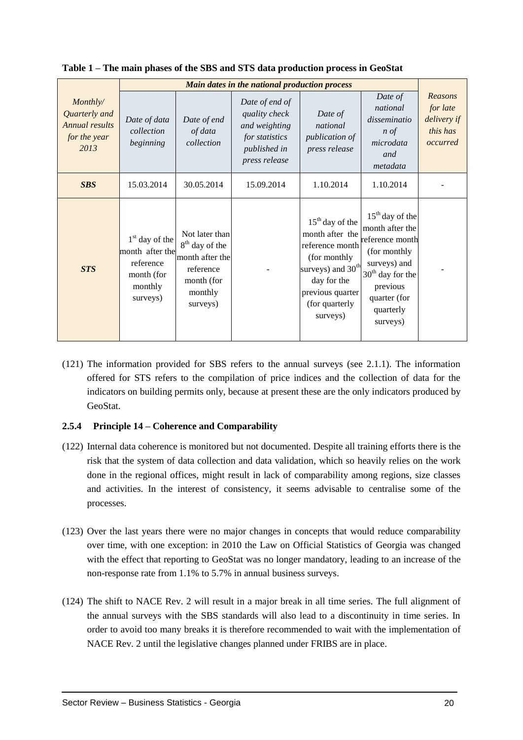**Table 1 – The main phases of the SBS and STS data production process in GeoStat**

| *Monthly/ Quarterly and Annual results for the year 2013* | *Main dates in the national production process* | | | | | *Reasons for late delivery if this has occurred* |
|---|---|---|---|---|---|---|
| | *Date of data collection beginning* | *Date of end of data collection* | *Date of end of quality check and weighting for statistics published in press release* | *Date of national publication of press release* | *Date of national dissemination of microdata and metadata* | |
| ***SBS*** | 15.03.2014 | 30.05.2014 | 15.09.2014 | 1.10.2014 | 1.10.2014 | - |
| ***STS*** | 1st day of the month after the reference month (for monthly surveys) | Not later than 8th day of the month after the reference month (for monthly surveys) | - | 15th day of the month after the reference month (for monthly surveys) and 30th day for the previous quarter (for quarterly surveys) | 15th day of the month after the reference month (for monthly surveys) and 30th day for the previous quarter (for quarterly surveys) | - |

(121) The information provided for SBS refers to the annual surveys (see 2.1.1). The information offered for STS refers to the compilation of price indices and the collection of data for the indicators on building permits only, because at present these are the only indicators produced by GeoStat.

### 2.5.4 Principle 14 – Coherence and Comparability

(122) Internal data coherence is monitored but not documented. Despite all training efforts there is the risk that the system of data collection and data validation, which so heavily relies on the work done in the regional offices, might result in lack of comparability among regions, size classes and activities. In the interest of consistency, it seems advisable to centralise some of the processes.

(123) Over the last years there were no major changes in concepts that would reduce comparability over time, with one exception: in 2010 the Law on Official Statistics of Georgia was changed with the effect that reporting to GeoStat was no longer mandatory, leading to an increase of the non-response rate from 1.1% to 5.7% in annual business surveys.

(124) The shift to NACE Rev. 2 will result in a major break in all time series. The full alignment of the annual surveys with the SBS standards will also lead to a discontinuity in time series. In order to avoid too many breaks it is therefore recommended to wait with the implementation of NACE Rev. 2 until the legislative changes planned under FRIBS are in place.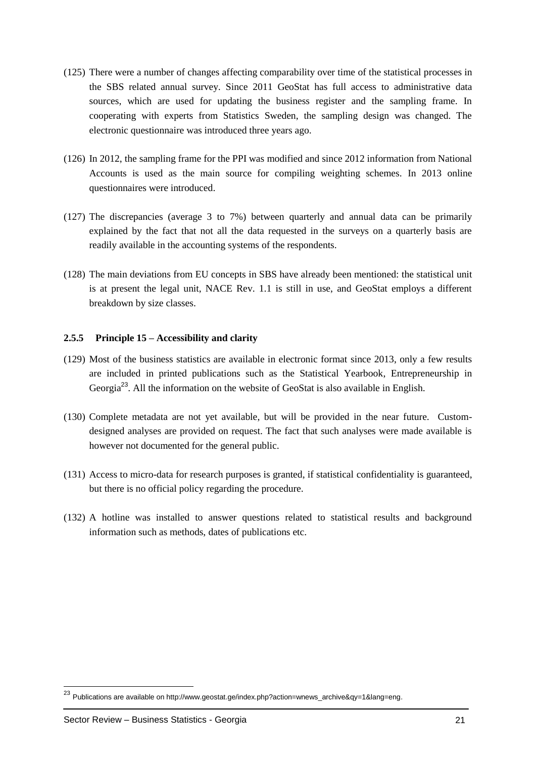(125) There were a number of changes affecting comparability over time of the statistical processes in the SBS related annual survey. Since 2011 GeoStat has full access to administrative data sources, which are used for updating the business register and the sampling frame. In cooperating with experts from Statistics Sweden, the sampling design was changed. The electronic questionnaire was introduced three years ago.

(126) In 2012, the sampling frame for the PPI was modified and since 2012 information from National Accounts is used as the main source for compiling weighting schemes. In 2013 online questionnaires were introduced.

(127) The discrepancies (average 3 to 7%) between quarterly and annual data can be primarily explained by the fact that not all the data requested in the surveys on a quarterly basis are readily available in the accounting systems of the respondents.

(128) The main deviations from EU concepts in SBS have already been mentioned: the statistical unit is at present the legal unit, NACE Rev. 1.1 is still in use, and GeoStat employs a different breakdown by size classes.

### 2.5.5 Principle 15 – Accessibility and clarity

(129) Most of the business statistics are available in electronic format since 2013, only a few results are included in printed publications such as the Statistical Yearbook, Entrepreneurship in Georgia[23]. All the information on the website of GeoStat is also available in English.

(130) Complete metadata are not yet available, but will be provided in the near future. Custom-designed analyses are provided on request. The fact that such analyses were made available is however not documented for the general public.

(131) Access to micro-data for research purposes is granted, if statistical confidentiality is guaranteed, but there is no official policy regarding the procedure.

(132) A hotline was installed to answer questions related to statistical results and background information such as methods, dates of publications etc.

---

[23] Publications are available on http://www.geostat.ge/index.php?action=wnews_archive&qy=1&lang=eng.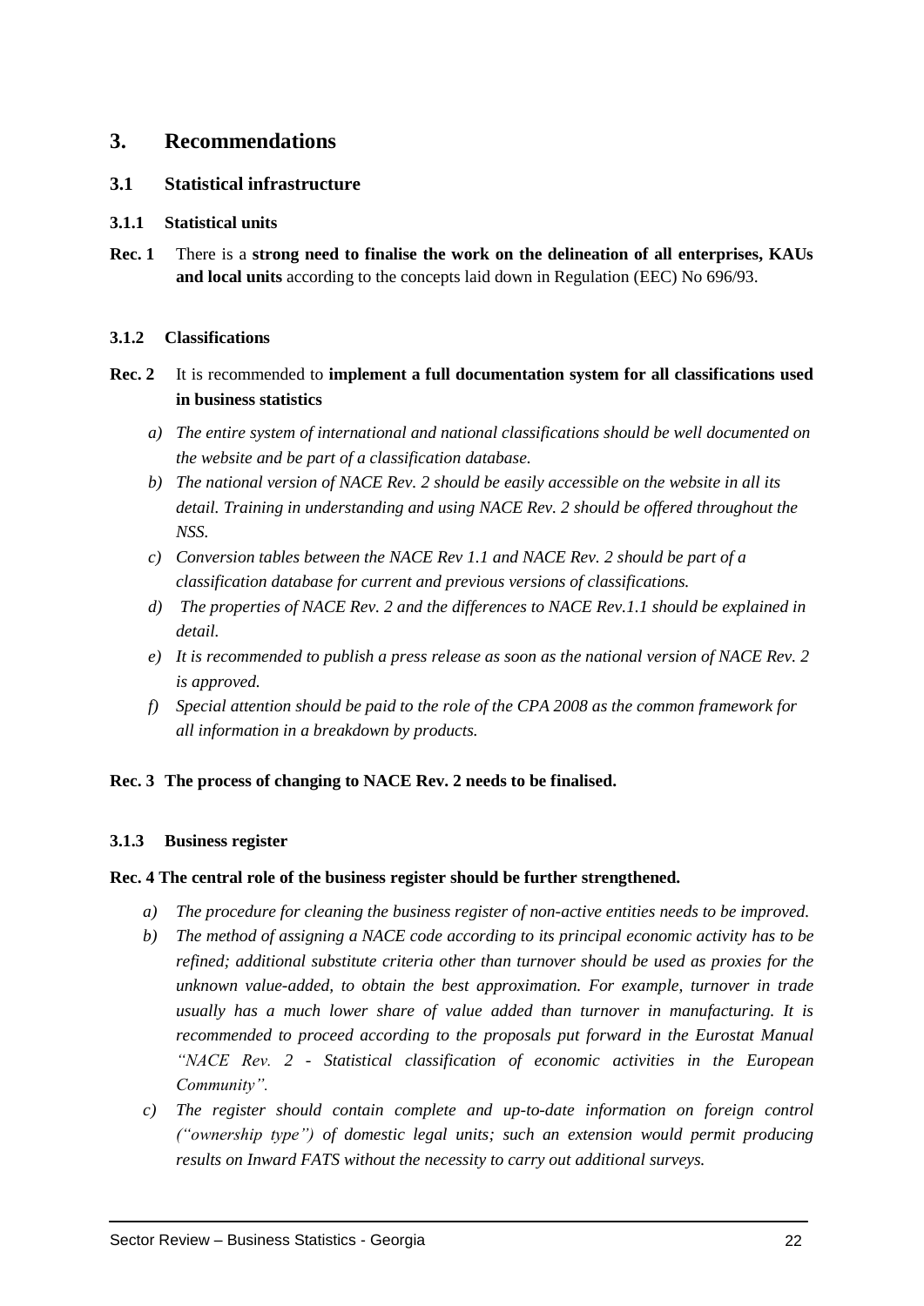# 3. Recommendations

## 3.1 Statistical infrastructure

### 3.1.1 Statistical units

**Rec. 1** There is a **strong need to finalise the work on the delineation of all enterprises, KAUs and local units** according to the concepts laid down in Regulation (EEC) No 696/93.

### 3.1.2 Classifications

**Rec. 2** It is recommended to **implement a full documentation system for all classifications used in business statistics**

*a) The entire system of international and national classifications should be well documented on the website and be part of a classification database.*

*b) The national version of NACE Rev. 2 should be easily accessible on the website in all its detail. Training in understanding and using NACE Rev. 2 should be offered throughout the NSS.*

*c) Conversion tables between the NACE Rev 1.1 and NACE Rev. 2 should be part of a classification database for current and previous versions of classifications.*

*d) The properties of NACE Rev. 2 and the differences to NACE Rev.1.1 should be explained in detail.*

*e) It is recommended to publish a press release as soon as the national version of NACE Rev. 2 is approved.*

*f) Special attention should be paid to the role of the CPA 2008 as the common framework for all information in a breakdown by products.*

**Rec. 3 The process of changing to NACE Rev. 2 needs to be finalised.**

### 3.1.3 Business register

**Rec. 4 The central role of the business register should be further strengthened.**

*a) The procedure for cleaning the business register of non-active entities needs to be improved.*

*b) The method of assigning a NACE code according to its principal economic activity has to be refined; additional substitute criteria other than turnover should be used as proxies for the unknown value-added, to obtain the best approximation. For example, turnover in trade usually has a much lower share of value added than turnover in manufacturing. It is recommended to proceed according to the proposals put forward in the Eurostat Manual "NACE Rev. 2 - Statistical classification of economic activities in the European Community".*

*c) The register should contain complete and up-to-date information on foreign control ("ownership type") of domestic legal units; such an extension would permit producing results on Inward FATS without the necessity to carry out additional surveys.*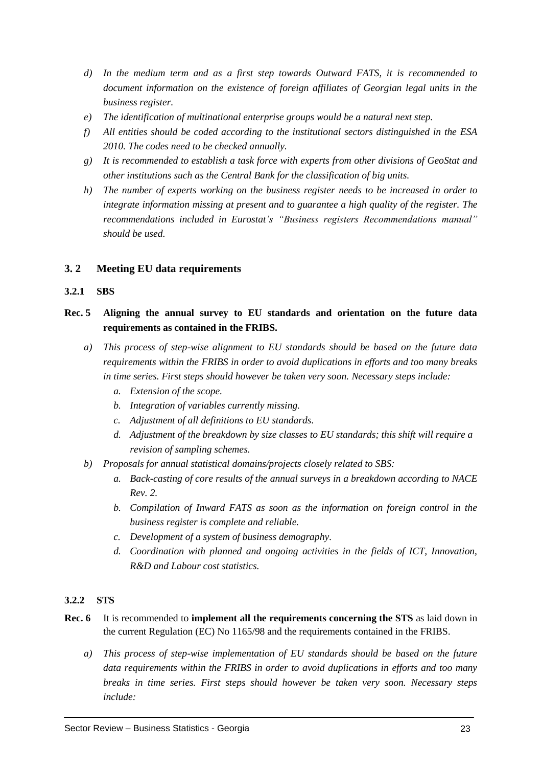*d) In the medium term and as a first step towards Outward FATS, it is recommended to document information on the existence of foreign affiliates of Georgian legal units in the business register.*

*e) The identification of multinational enterprise groups would be a natural next step.*

*f) All entities should be coded according to the institutional sectors distinguished in the ESA 2010. The codes need to be checked annually.*

*g) It is recommended to establish a task force with experts from other divisions of GeoStat and other institutions such as the Central Bank for the classification of big units.*

*h) The number of experts working on the business register needs to be increased in order to integrate information missing at present and to guarantee a high quality of the register. The recommendations included in Eurostat's "Business registers Recommendations manual" should be used.*

## 3. 2 Meeting EU data requirements

### 3.2.1 SBS

**Rec. 5 Aligning the annual survey to EU standards and orientation on the future data requirements as contained in the FRIBS.**

*a) This process of step-wise alignment to EU standards should be based on the future data requirements within the FRIBS in order to avoid duplications in efforts and too many breaks in time series. First steps should however be taken very soon. Necessary steps include:*

   *a. Extension of the scope.*

   *b. Integration of variables currently missing.*

   *c. Adjustment of all definitions to EU standards.*

   *d. Adjustment of the breakdown by size classes to EU standards; this shift will require a revision of sampling schemes.*

*b) Proposals for annual statistical domains/projects closely related to SBS:*

   *a. Back-casting of core results of the annual surveys in a breakdown according to NACE Rev. 2.*

   *b. Compilation of Inward FATS as soon as the information on foreign control in the business register is complete and reliable.*

   *c. Development of a system of business demography.*

   *d. Coordination with planned and ongoing activities in the fields of ICT, Innovation, R&D and Labour cost statistics.*

### 3.2.2 STS

**Rec. 6** It is recommended to **implement all the requirements concerning the STS** as laid down in the current Regulation (EC) No 1165/98 and the requirements contained in the FRIBS.

*a) This process of step-wise implementation of EU standards should be based on the future data requirements within the FRIBS in order to avoid duplications in efforts and too many breaks in time series. First steps should however be taken very soon. Necessary steps include:*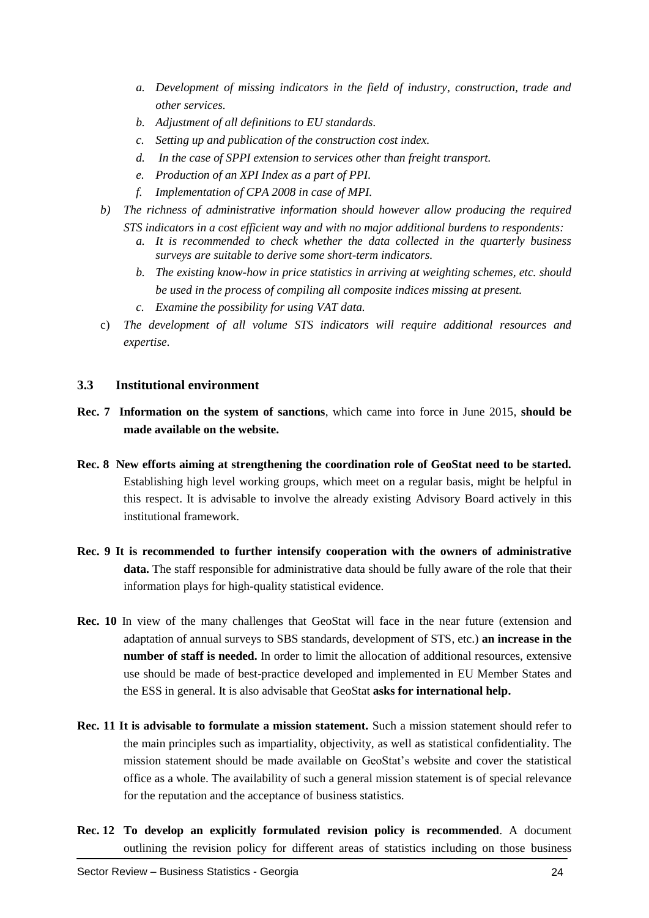a. *Development of missing indicators in the field of industry, construction, trade and other services.*
   b. *Adjustment of all definitions to EU standards.*
   c. *Setting up and publication of the construction cost index.*
   d. *In the case of SPPI extension to services other than freight transport.*
   e. *Production of an XPI Index as a part of PPI.*
   f. *Implementation of CPA 2008 in case of MPI.*

b) *The richness of administrative information should however allow producing the required STS indicators in a cost efficient way and with no major additional burdens to respondents:*
   a. *It is recommended to check whether the data collected in the quarterly business surveys are suitable to derive some short-term indicators.*
   b. *The existing know-how in price statistics in arriving at weighting schemes, etc. should be used in the process of compiling all composite indices missing at present.*
   c. *Examine the possibility for using VAT data.*

c) *The development of all volume STS indicators will require additional resources and expertise.*

### 3.3 Institutional environment

**Rec. 7 Information on the system of sanctions**, which came into force in June 2015, **should be made available on the website.**

**Rec. 8 New efforts aiming at strengthening the coordination role of GeoStat need to be started.** Establishing high level working groups, which meet on a regular basis, might be helpful in this respect. It is advisable to involve the already existing Advisory Board actively in this institutional framework.

**Rec. 9 It is recommended to further intensify cooperation with the owners of administrative data.** The staff responsible for administrative data should be fully aware of the role that their information plays for high-quality statistical evidence.

**Rec. 10** In view of the many challenges that GeoStat will face in the near future (extension and adaptation of annual surveys to SBS standards, development of STS, etc.) **an increase in the number of staff is needed.** In order to limit the allocation of additional resources, extensive use should be made of best-practice developed and implemented in EU Member States and the ESS in general. It is also advisable that GeoStat **asks for international help.**

**Rec. 11 It is advisable to formulate a mission statement.** Such a mission statement should refer to the main principles such as impartiality, objectivity, as well as statistical confidentiality. The mission statement should be made available on GeoStat's website and cover the statistical office as a whole. The availability of such a general mission statement is of special relevance for the reputation and the acceptance of business statistics.

**Rec. 12 To develop an explicitly formulated revision policy is recommended**. A document outlining the revision policy for different areas of statistics including on those business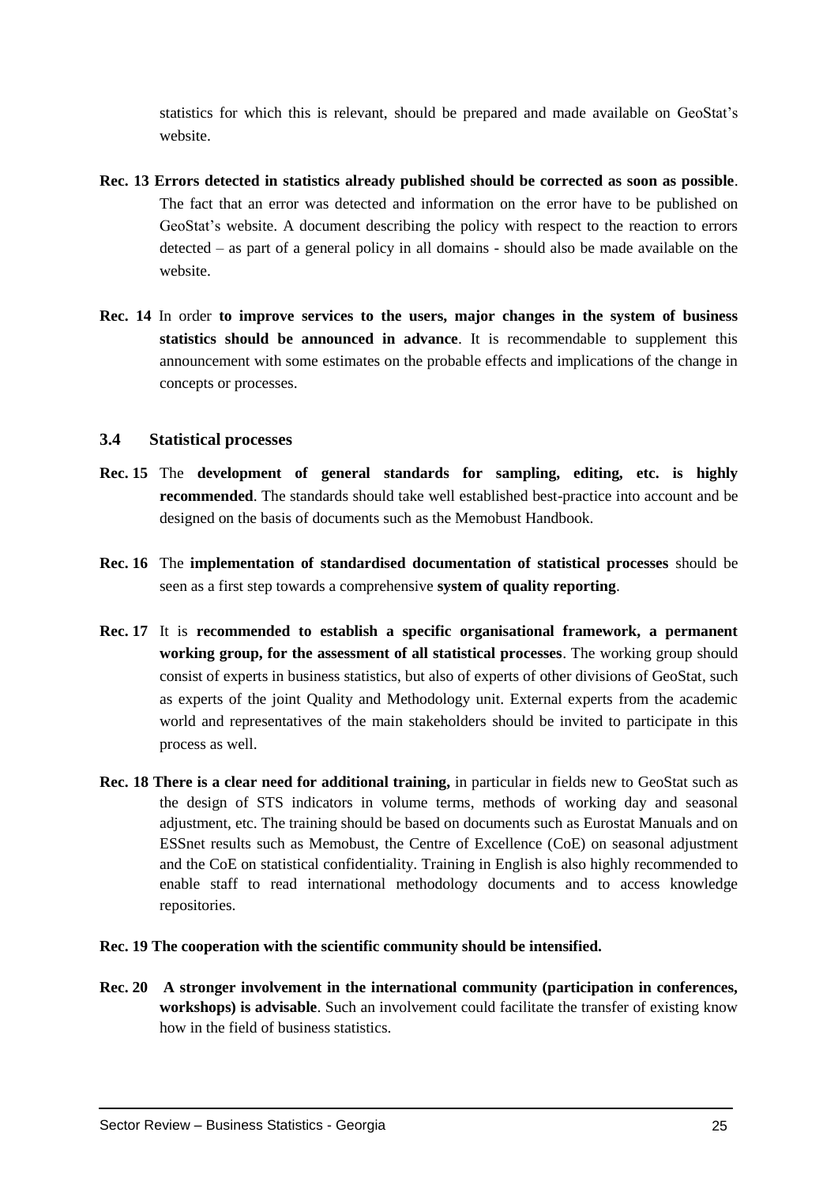statistics for which this is relevant, should be prepared and made available on GeoStat's website.

**Rec. 13 Errors detected in statistics already published should be corrected as soon as possible**. The fact that an error was detected and information on the error have to be published on GeoStat's website. A document describing the policy with respect to the reaction to errors detected – as part of a general policy in all domains - should also be made available on the website.

**Rec. 14** In order **to improve services to the users, major changes in the system of business statistics should be announced in advance**. It is recommendable to supplement this announcement with some estimates on the probable effects and implications of the change in concepts or processes.

### 3.4 Statistical processes

**Rec. 15** The **development of general standards for sampling, editing, etc. is highly recommended**. The standards should take well established best-practice into account and be designed on the basis of documents such as the Memobust Handbook.

**Rec. 16** The **implementation of standardised documentation of statistical processes** should be seen as a first step towards a comprehensive **system of quality reporting**.

**Rec. 17** It is **recommended to establish a specific organisational framework, a permanent working group, for the assessment of all statistical processes**. The working group should consist of experts in business statistics, but also of experts of other divisions of GeoStat, such as experts of the joint Quality and Methodology unit. External experts from the academic world and representatives of the main stakeholders should be invited to participate in this process as well.

**Rec. 18 There is a clear need for additional training,** in particular in fields new to GeoStat such as the design of STS indicators in volume terms, methods of working day and seasonal adjustment, etc. The training should be based on documents such as Eurostat Manuals and on ESSnet results such as Memobust, the Centre of Excellence (CoE) on seasonal adjustment and the CoE on statistical confidentiality. Training in English is also highly recommended to enable staff to read international methodology documents and to access knowledge repositories.

**Rec. 19 The cooperation with the scientific community should be intensified.**

**Rec. 20 A stronger involvement in the international community (participation in conferences, workshops) is advisable**. Such an involvement could facilitate the transfer of existing know how in the field of business statistics.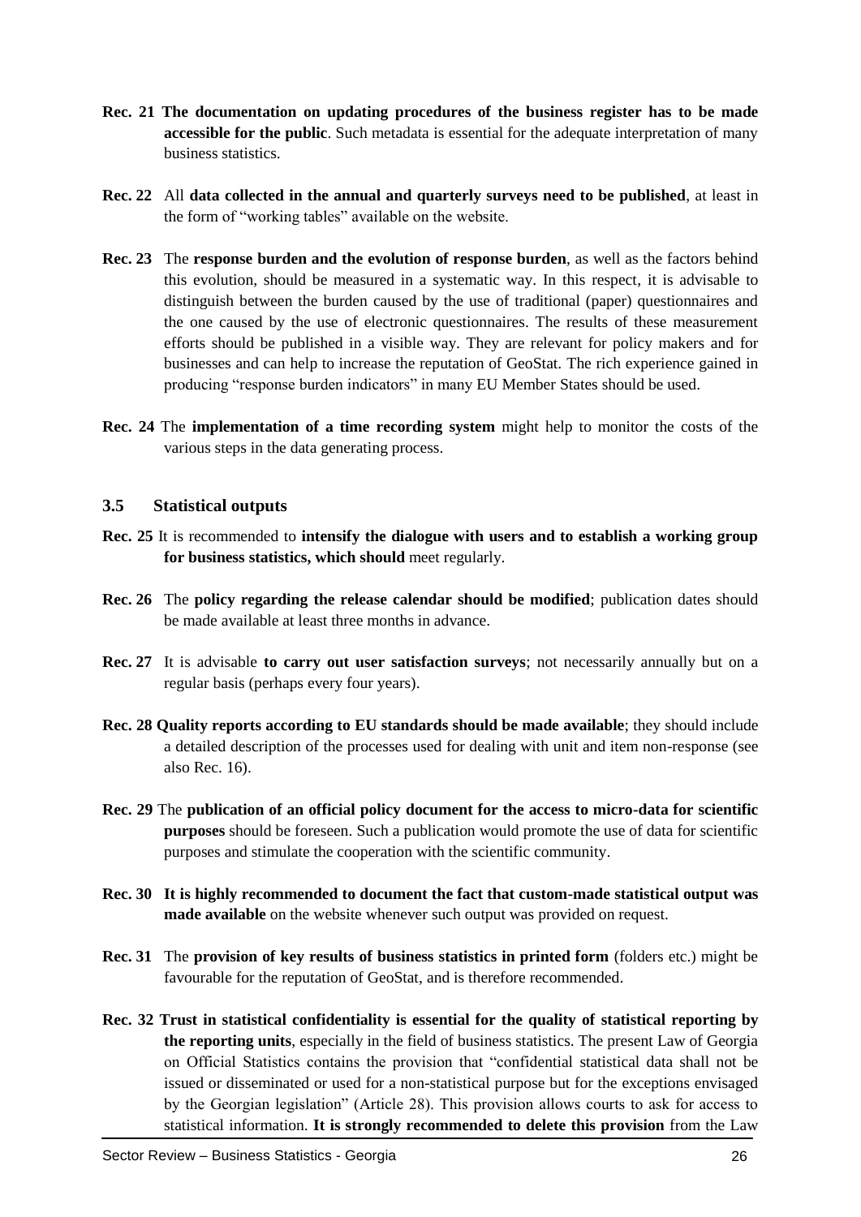**Rec. 21** **The documentation on updating procedures of the business register has to be made accessible for the public**. Such metadata is essential for the adequate interpretation of many business statistics.

**Rec. 22** All **data collected in the annual and quarterly surveys need to be published**, at least in the form of "working tables" available on the website.

**Rec. 23** The **response burden and the evolution of response burden**, as well as the factors behind this evolution, should be measured in a systematic way. In this respect, it is advisable to distinguish between the burden caused by the use of traditional (paper) questionnaires and the one caused by the use of electronic questionnaires. The results of these measurement efforts should be published in a visible way. They are relevant for policy makers and for businesses and can help to increase the reputation of GeoStat. The rich experience gained in producing "response burden indicators" in many EU Member States should be used.

**Rec. 24** The **implementation of a time recording system** might help to monitor the costs of the various steps in the data generating process.

### 3.5 Statistical outputs

**Rec. 25** It is recommended to **intensify the dialogue with users and to establish a working group for business statistics, which should** meet regularly.

**Rec. 26** The **policy regarding the release calendar should be modified**; publication dates should be made available at least three months in advance.

**Rec. 27** It is advisable **to carry out user satisfaction surveys**; not necessarily annually but on a regular basis (perhaps every four years).

**Rec. 28** **Quality reports according to EU standards should be made available**; they should include a detailed description of the processes used for dealing with unit and item non-response (see also Rec. 16).

**Rec. 29** The **publication of an official policy document for the access to micro-data for scientific purposes** should be foreseen. Such a publication would promote the use of data for scientific purposes and stimulate the cooperation with the scientific community.

**Rec. 30** **It is highly recommended to document the fact that custom-made statistical output was made available** on the website whenever such output was provided on request.

**Rec. 31** The **provision of key results of business statistics in printed form** (folders etc.) might be favourable for the reputation of GeoStat, and is therefore recommended.

**Rec. 32** **Trust in statistical confidentiality is essential for the quality of statistical reporting by the reporting units**, especially in the field of business statistics. The present Law of Georgia on Official Statistics contains the provision that "confidential statistical data shall not be issued or disseminated or used for a non-statistical purpose but for the exceptions envisaged by the Georgian legislation" (Article 28). This provision allows courts to ask for access to statistical information. **It is strongly recommended to delete this provision** from the Law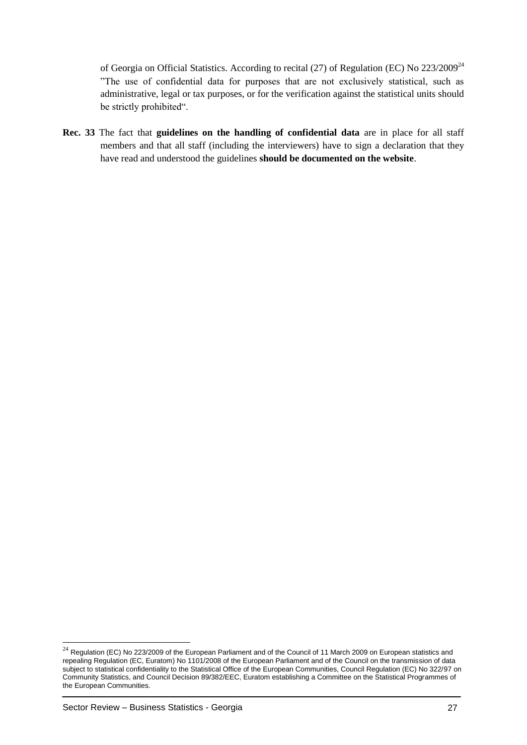of Georgia on Official Statistics. According to recital (27) of Regulation (EC) No 223/2009[24] "The use of confidential data for purposes that are not exclusively statistical, such as administrative, legal or tax purposes, or for the verification against the statistical units should be strictly prohibited".

**Rec. 33** The fact that **guidelines on the handling of confidential data** are in place for all staff members and that all staff (including the interviewers) have to sign a declaration that they have read and understood the guidelines **should be documented on the website**.

---

[24] Regulation (EC) No 223/2009 of the European Parliament and of the Council of 11 March 2009 on European statistics and repealing Regulation (EC, Euratom) No 1101/2008 of the European Parliament and of the Council on the transmission of data subject to statistical confidentiality to the Statistical Office of the European Communities, Council Regulation (EC) No 322/97 on Community Statistics, and Council Decision 89/382/EEC, Euratom establishing a Committee on the Statistical Programmes of the European Communities.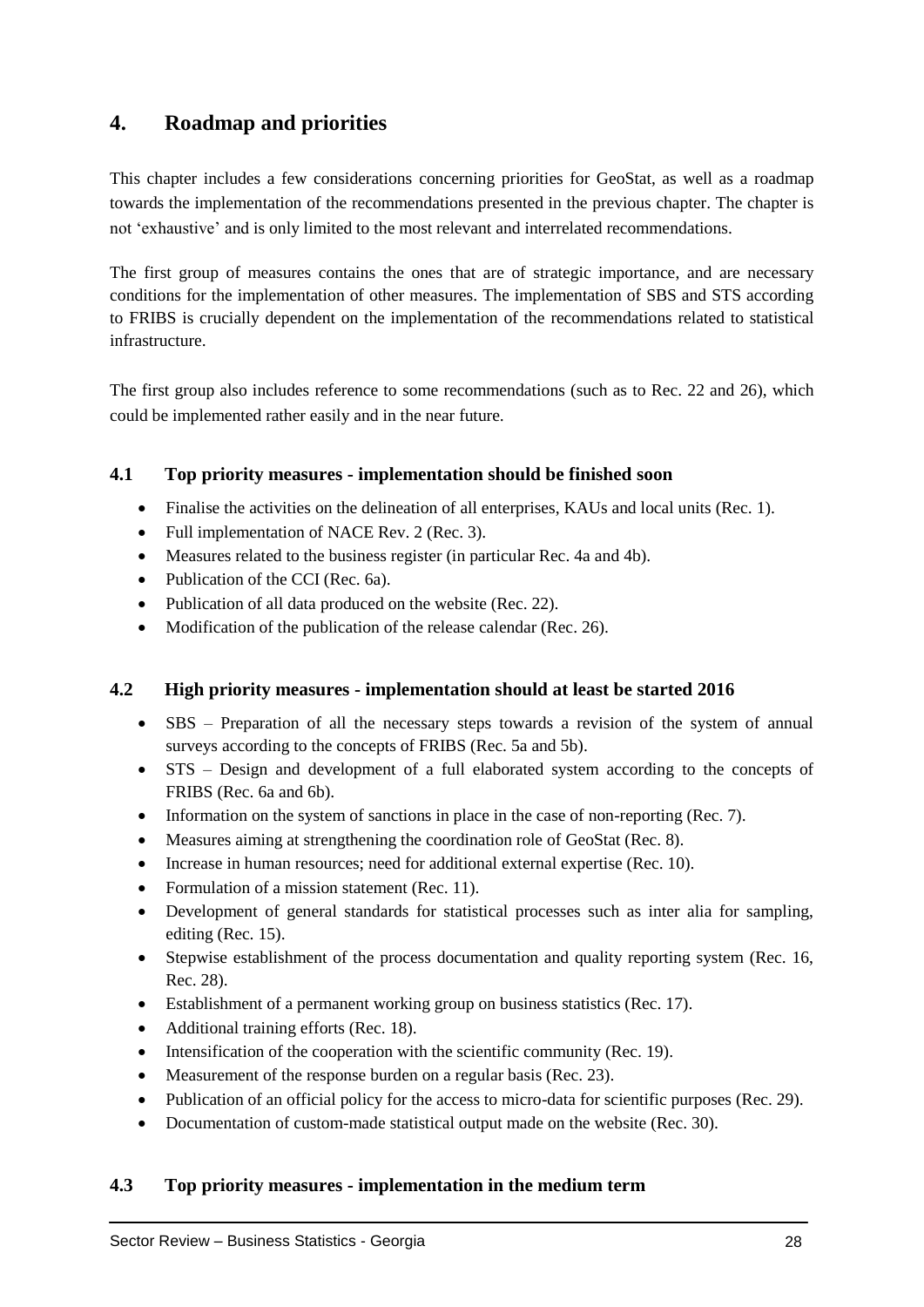# 4. Roadmap and priorities

This chapter includes a few considerations concerning priorities for GeoStat, as well as a roadmap towards the implementation of the recommendations presented in the previous chapter. The chapter is not 'exhaustive' and is only limited to the most relevant and interrelated recommendations.

The first group of measures contains the ones that are of strategic importance, and are necessary conditions for the implementation of other measures. The implementation of SBS and STS according to FRIBS is crucially dependent on the implementation of the recommendations related to statistical infrastructure.

The first group also includes reference to some recommendations (such as to Rec. 22 and 26), which could be implemented rather easily and in the near future.

## 4.1 Top priority measures - implementation should be finished soon

- Finalise the activities on the delineation of all enterprises, KAUs and local units (Rec. 1).
- Full implementation of NACE Rev. 2 (Rec. 3).
- Measures related to the business register (in particular Rec. 4a and 4b).
- Publication of the CCI (Rec. 6a).
- Publication of all data produced on the website (Rec. 22).
- Modification of the publication of the release calendar (Rec. 26).

## 4.2 High priority measures - implementation should at least be started 2016

- SBS – Preparation of all the necessary steps towards a revision of the system of annual surveys according to the concepts of FRIBS (Rec. 5a and 5b).
- STS – Design and development of a full elaborated system according to the concepts of FRIBS (Rec. 6a and 6b).
- Information on the system of sanctions in place in the case of non-reporting (Rec. 7).
- Measures aiming at strengthening the coordination role of GeoStat (Rec. 8).
- Increase in human resources; need for additional external expertise (Rec. 10).
- Formulation of a mission statement (Rec. 11).
- Development of general standards for statistical processes such as inter alia for sampling, editing (Rec. 15).
- Stepwise establishment of the process documentation and quality reporting system (Rec. 16, Rec. 28).
- Establishment of a permanent working group on business statistics (Rec. 17).
- Additional training efforts (Rec. 18).
- Intensification of the cooperation with the scientific community (Rec. 19).
- Measurement of the response burden on a regular basis (Rec. 23).
- Publication of an official policy for the access to micro-data for scientific purposes (Rec. 29).
- Documentation of custom-made statistical output made on the website (Rec. 30).

## 4.3 Top priority measures - implementation in the medium term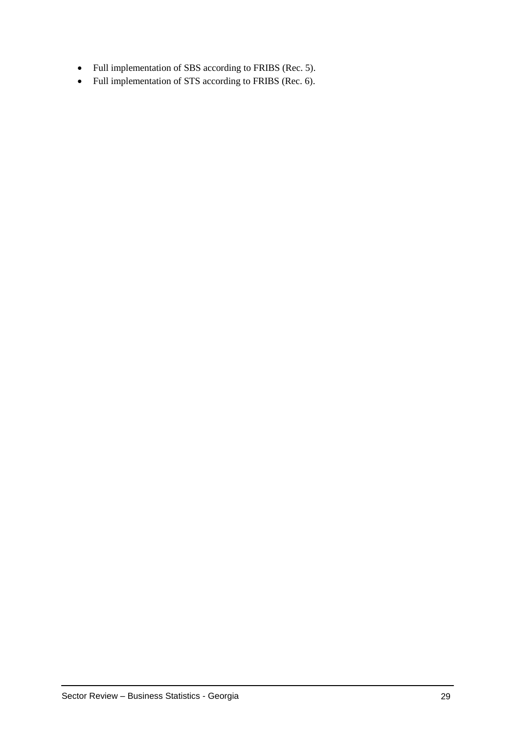- Full implementation of SBS according to FRIBS (Rec. 5).
- Full implementation of STS according to FRIBS (Rec. 6).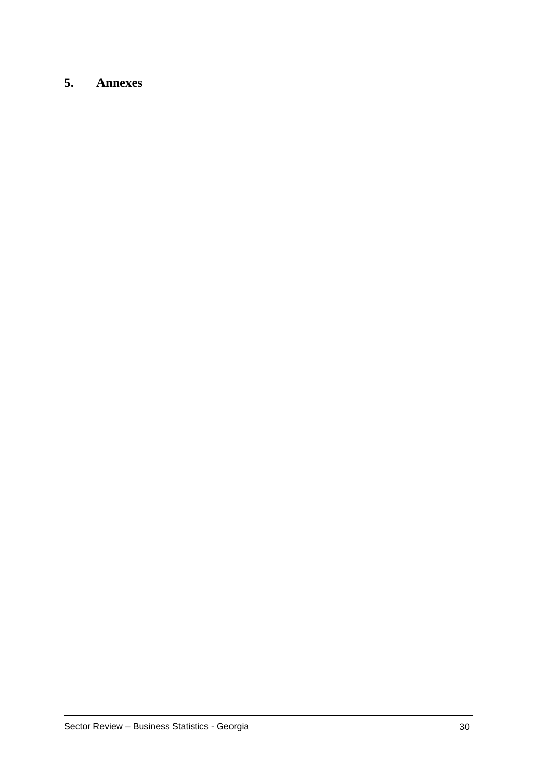# 5. Annexes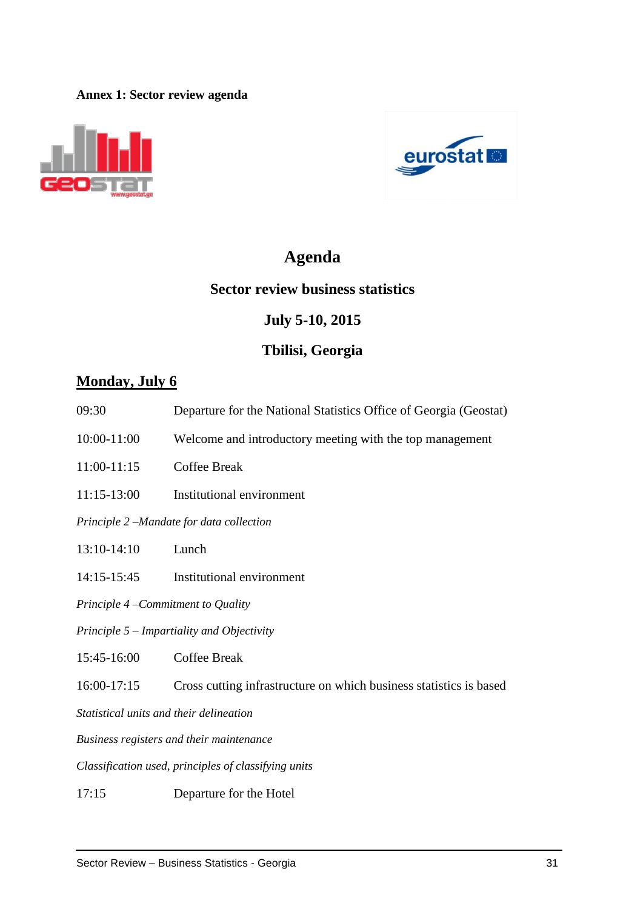**Annex 1: Sector review agenda**

# Agenda

## Sector review business statistics

## July 5-10, 2015

## Tbilisi, Georgia

### Monday, July 6

| | |
|---|---|
| 09:30 | Departure for the National Statistics Office of Georgia (Geostat) |
| 10:00-11:00 | Welcome and introductory meeting with the top management |
| 11:00-11:15 | Coffee Break |
| 11:15-13:00 | Institutional environment |

*Principle 2 –Mandate for data collection*

| | |
|---|---|
| 13:10-14:10 | Lunch |
| 14:15-15:45 | Institutional environment |

*Principle 4 –Commitment to Quality*

*Principle 5 – Impartiality and Objectivity*

| | |
|---|---|
| 15:45-16:00 | Coffee Break |
| 16:00-17:15 | Cross cutting infrastructure on which business statistics is based |

*Statistical units and their delineation*

*Business registers and their maintenance*

*Classification used, principles of classifying units*

| | |
|---|---|
| 17:15 | Departure for the Hotel |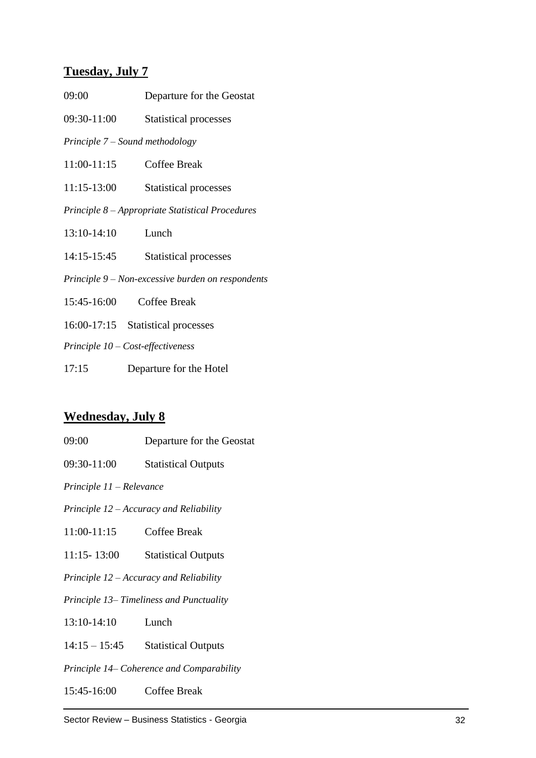**Tuesday, July 7**

09:00 Departure for the Geostat

09:30-11:00 Statistical processes

*Principle 7 – Sound methodology*

11:00-11:15 Coffee Break

11:15-13:00 Statistical processes

*Principle 8 – Appropriate Statistical Procedures*

13:10-14:10 Lunch

14:15-15:45 Statistical processes

*Principle 9 – Non-excessive burden on respondents*

15:45-16:00 Coffee Break

16:00-17:15 Statistical processes

*Principle 10 – Cost-effectiveness*

17:15 Departure for the Hotel

**Wednesday, July 8**

09:00 Departure for the Geostat

09:30-11:00 Statistical Outputs

*Principle 11 – Relevance*

*Principle 12 – Accuracy and Reliability*

11:00-11:15 Coffee Break

11:15- 13:00 Statistical Outputs

*Principle 12 – Accuracy and Reliability*

*Principle 13– Timeliness and Punctuality*

13:10-14:10 Lunch

14:15 – 15:45 Statistical Outputs

*Principle 14– Coherence and Comparability*

15:45-16:00 Coffee Break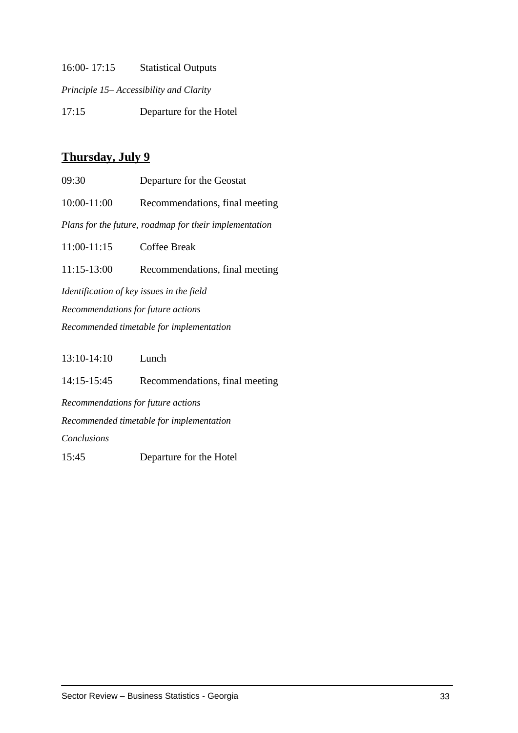16:00- 17:15 Statistical Outputs

*Principle 15– Accessibility and Clarity*

17:15 Departure for the Hotel

## Thursday, July 9

09:30 Departure for the Geostat

10:00-11:00 Recommendations, final meeting

*Plans for the future, roadmap for their implementation*

11:00-11:15 Coffee Break

11:15-13:00 Recommendations, final meeting

*Identification of key issues in the field*

*Recommendations for future actions*

*Recommended timetable for implementation*

13:10-14:10 Lunch

14:15-15:45 Recommendations, final meeting

*Recommendations for future actions*

*Recommended timetable for implementation*

*Conclusions*

15:45 Departure for the Hotel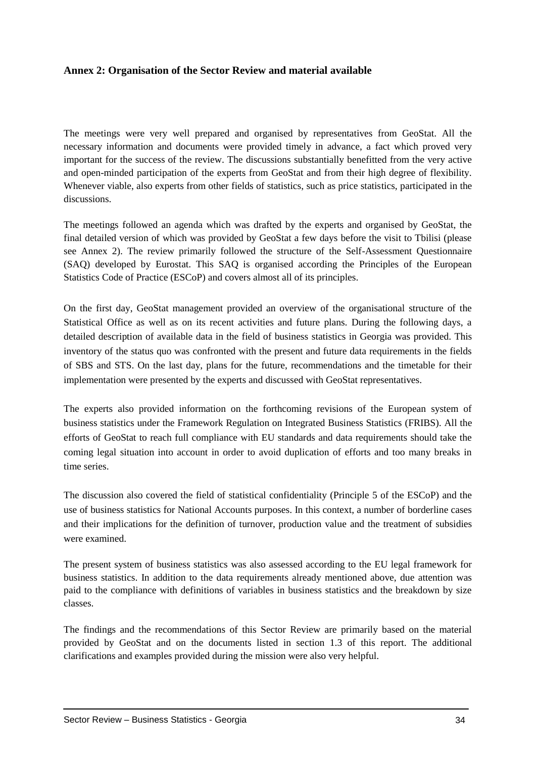## Annex 2: Organisation of the Sector Review and material available

The meetings were very well prepared and organised by representatives from GeoStat. All the necessary information and documents were provided timely in advance, a fact which proved very important for the success of the review. The discussions substantially benefitted from the very active and open-minded participation of the experts from GeoStat and from their high degree of flexibility. Whenever viable, also experts from other fields of statistics, such as price statistics, participated in the discussions.

The meetings followed an agenda which was drafted by the experts and organised by GeoStat, the final detailed version of which was provided by GeoStat a few days before the visit to Tbilisi (please see Annex 2). The review primarily followed the structure of the Self-Assessment Questionnaire (SAQ) developed by Eurostat. This SAQ is organised according the Principles of the European Statistics Code of Practice (ESCoP) and covers almost all of its principles.

On the first day, GeoStat management provided an overview of the organisational structure of the Statistical Office as well as on its recent activities and future plans. During the following days, a detailed description of available data in the field of business statistics in Georgia was provided. This inventory of the status quo was confronted with the present and future data requirements in the fields of SBS and STS. On the last day, plans for the future, recommendations and the timetable for their implementation were presented by the experts and discussed with GeoStat representatives.

The experts also provided information on the forthcoming revisions of the European system of business statistics under the Framework Regulation on Integrated Business Statistics (FRIBS). All the efforts of GeoStat to reach full compliance with EU standards and data requirements should take the coming legal situation into account in order to avoid duplication of efforts and too many breaks in time series.

The discussion also covered the field of statistical confidentiality (Principle 5 of the ESCoP) and the use of business statistics for National Accounts purposes. In this context, a number of borderline cases and their implications for the definition of turnover, production value and the treatment of subsidies were examined.

The present system of business statistics was also assessed according to the EU legal framework for business statistics. In addition to the data requirements already mentioned above, due attention was paid to the compliance with definitions of variables in business statistics and the breakdown by size classes.

The findings and the recommendations of this Sector Review are primarily based on the material provided by GeoStat and on the documents listed in section 1.3 of this report. The additional clarifications and examples provided during the mission were also very helpful.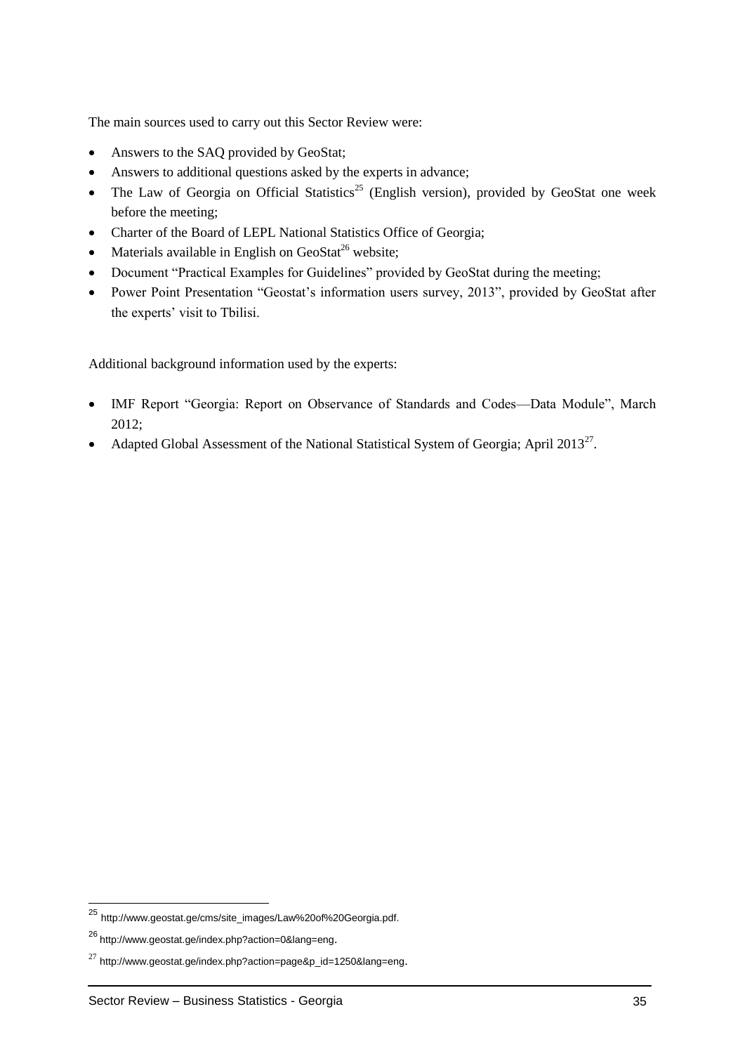The main sources used to carry out this Sector Review were:

- Answers to the SAQ provided by GeoStat;
- Answers to additional questions asked by the experts in advance;
- The Law of Georgia on Official Statistics[25] (English version), provided by GeoStat one week before the meeting;
- Charter of the Board of LEPL National Statistics Office of Georgia;
- Materials available in English on GeoStat[26] website;
- Document "Practical Examples for Guidelines" provided by GeoStat during the meeting;
- Power Point Presentation "Geostat's information users survey, 2013", provided by GeoStat after the experts' visit to Tbilisi.

Additional background information used by the experts:

- IMF Report "Georgia: Report on Observance of Standards and Codes—Data Module", March 2012;
- Adapted Global Assessment of the National Statistical System of Georgia; April 2013[27].

---

[25] http://www.geostat.ge/cms/site_images/Law%20of%20Georgia.pdf.

[26] http://www.geostat.ge/index.php?action=0&lang=eng.

[27] http://www.geostat.ge/index.php?action=page&p_id=1250&lang=eng.